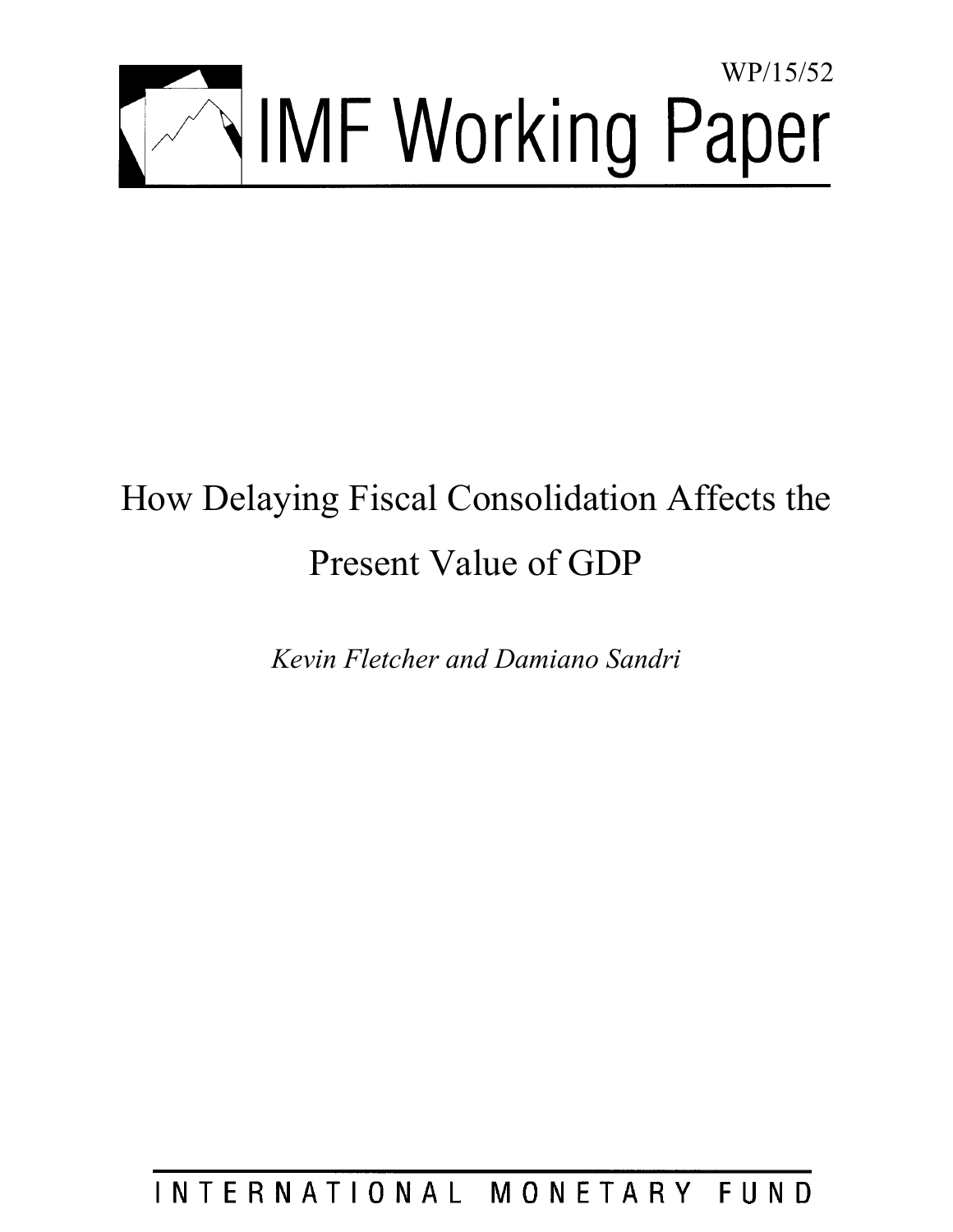WP/15/52

# IMF Working Paper

# How Delaying Fiscal Consolidation Affects the Present Value of GDP

*Kevin Fletcher and Damiano Sandri*

INTERNATIONAL MONETARY FUND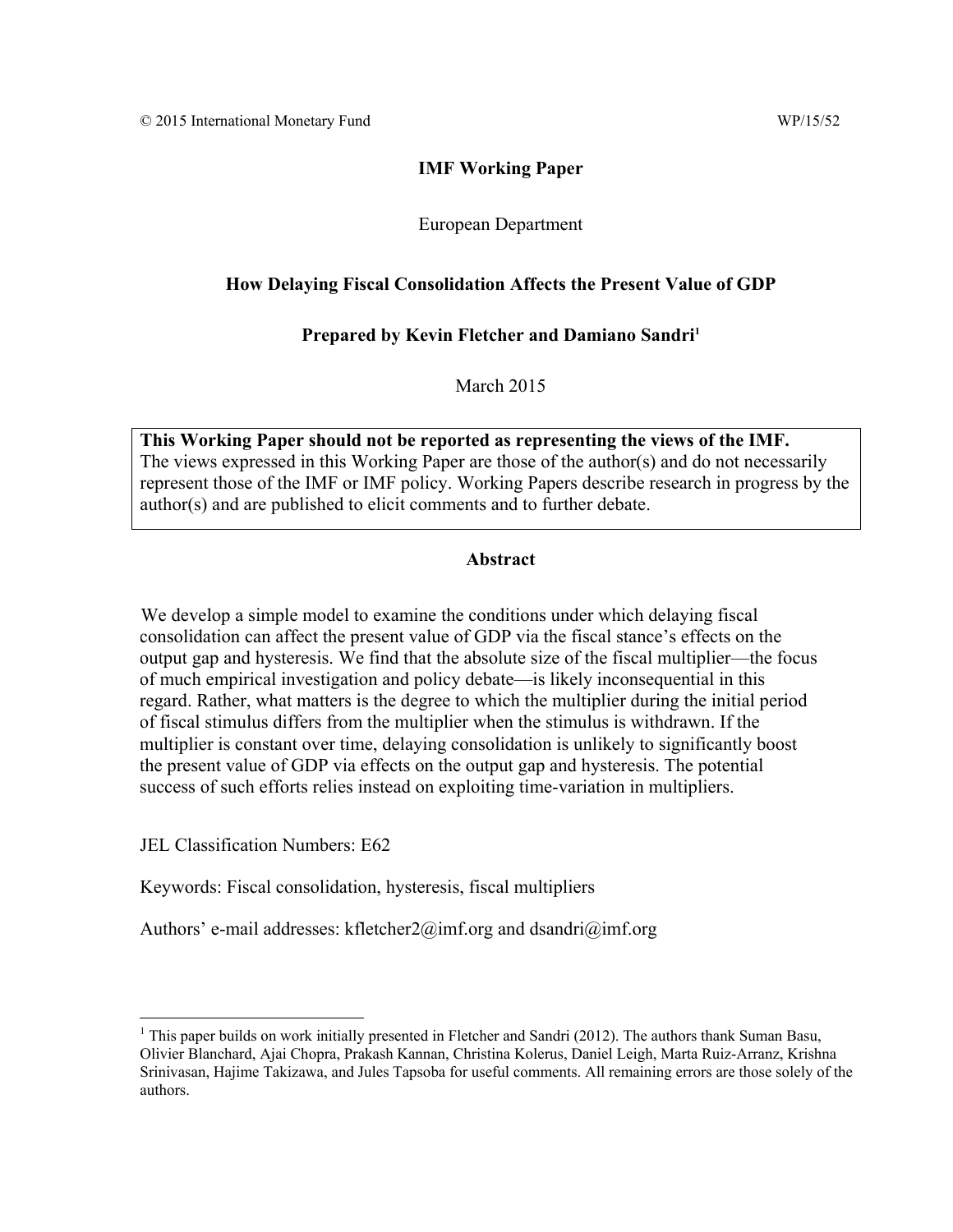© 2015 International Monetary Fund WP/15/52

**IMF Working Paper**

European Department

**How Delaying Fiscal Consolidation Affects the Present Value of GDP**

**Prepared by Kevin Fletcher and Damiano Sandri[1]**

March 2015

**This Working Paper should not be reported as representing the views of the IMF.**
The views expressed in this Working Paper are those of the author(s) and do not necessarily represent those of the IMF or IMF policy. Working Papers describe research in progress by the author(s) and are published to elicit comments and to further debate.

**Abstract**

We develop a simple model to examine the conditions under which delaying fiscal consolidation can affect the present value of GDP via the fiscal stance's effects on the output gap and hysteresis. We find that the absolute size of the fiscal multiplier—the focus of much empirical investigation and policy debate—is likely inconsequential in this regard. Rather, what matters is the degree to which the multiplier during the initial period of fiscal stimulus differs from the multiplier when the stimulus is withdrawn. If the multiplier is constant over time, delaying consolidation is unlikely to significantly boost the present value of GDP via effects on the output gap and hysteresis. The potential success of such efforts relies instead on exploiting time-variation in multipliers.

JEL Classification Numbers: E62

Keywords: Fiscal consolidation, hysteresis, fiscal multipliers

Authors' e-mail addresses: kfletcher2@imf.org and dsandri@imf.org

---

[1] This paper builds on work initially presented in Fletcher and Sandri (2012). The authors thank Suman Basu, Olivier Blanchard, Ajai Chopra, Prakash Kannan, Christina Kolerus, Daniel Leigh, Marta Ruiz-Arranz, Krishna Srinivasan, Hajime Takizawa, and Jules Tapsoba for useful comments. All remaining errors are those solely of the authors.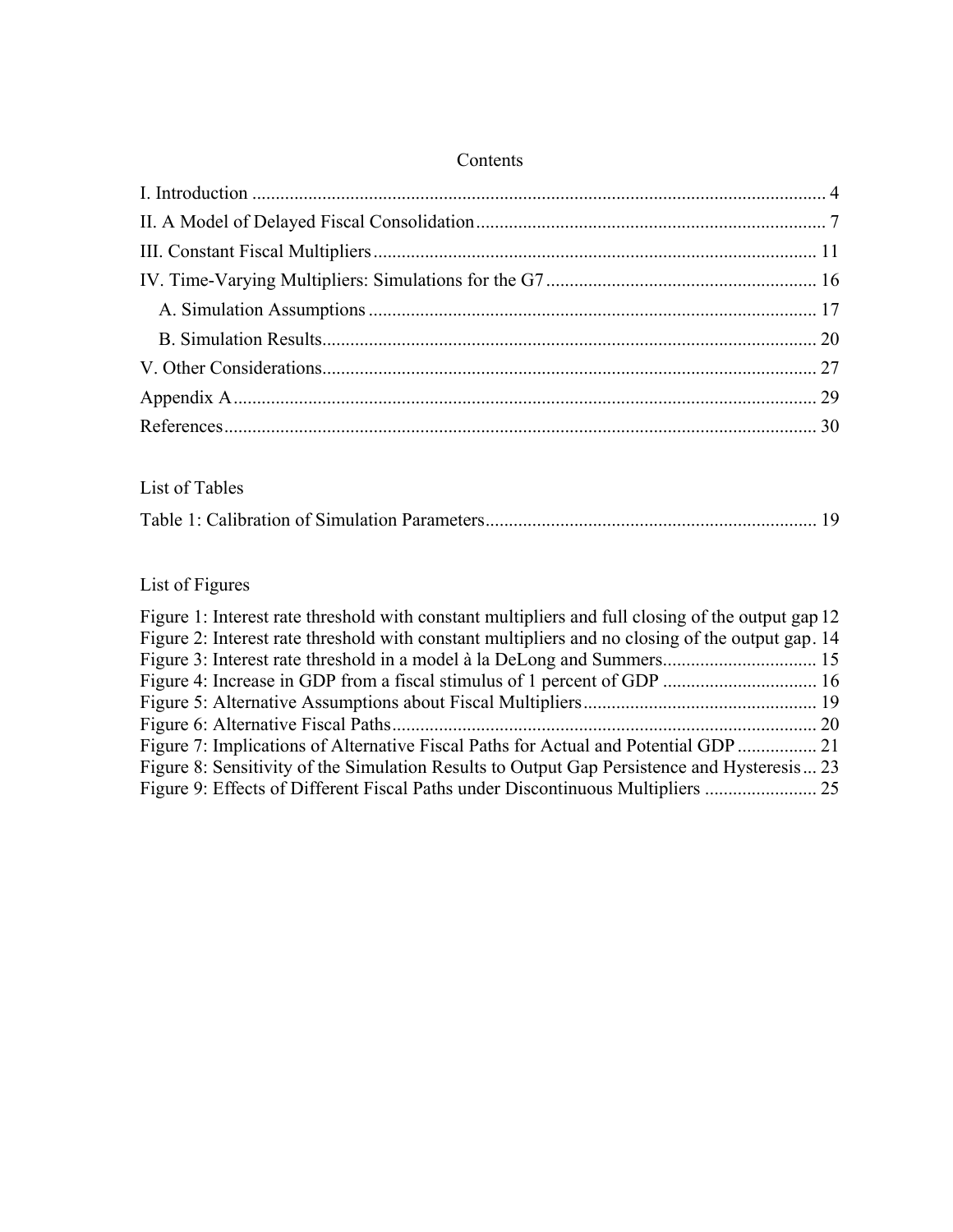# Contents

I. Introduction .......... 4
II. A Model of Delayed Fiscal Consolidation .......... 7
III. Constant Fiscal Multipliers .......... 11
IV. Time-Varying Multipliers: Simulations for the G7 .......... 16
  A. Simulation Assumptions .......... 17
  B. Simulation Results .......... 20
V. Other Considerations .......... 27
Appendix A .......... 29
References .......... 30

## List of Tables

Table 1: Calibration of Simulation Parameters .......... 19

## List of Figures

Figure 1: Interest rate threshold with constant multipliers and full closing of the output gap 12
Figure 2: Interest rate threshold with constant multipliers and no closing of the output gap. 14
Figure 3: Interest rate threshold in a model à la DeLong and Summers .......... 15
Figure 4: Increase in GDP from a fiscal stimulus of 1 percent of GDP .......... 16
Figure 5: Alternative Assumptions about Fiscal Multipliers .......... 19
Figure 6: Alternative Fiscal Paths .......... 20
Figure 7: Implications of Alternative Fiscal Paths for Actual and Potential GDP .......... 21
Figure 8: Sensitivity of the Simulation Results to Output Gap Persistence and Hysteresis ... 23
Figure 9: Effects of Different Fiscal Paths under Discontinuous Multipliers .......... 25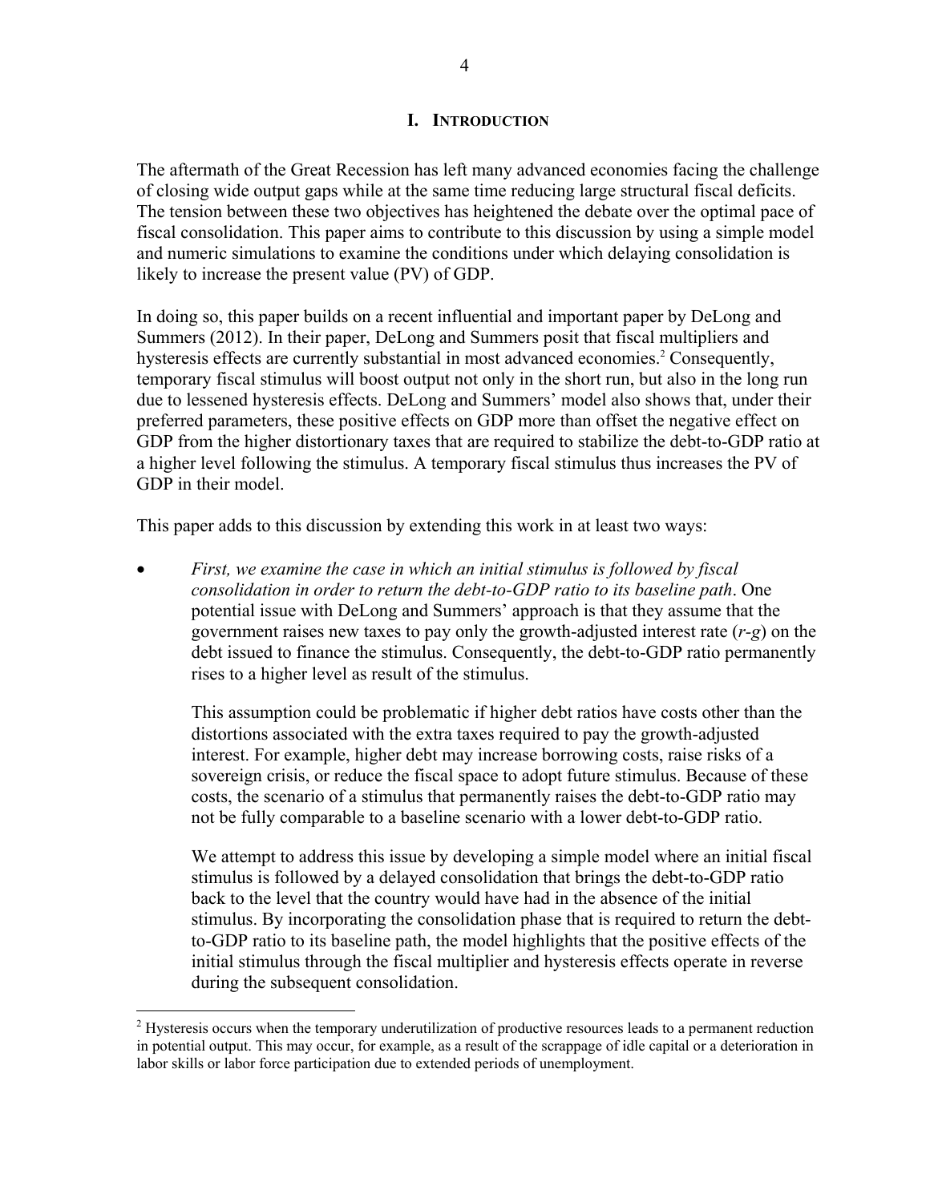## I. INTRODUCTION

The aftermath of the Great Recession has left many advanced economies facing the challenge of closing wide output gaps while at the same time reducing large structural fiscal deficits. The tension between these two objectives has heightened the debate over the optimal pace of fiscal consolidation. This paper aims to contribute to this discussion by using a simple model and numeric simulations to examine the conditions under which delaying consolidation is likely to increase the present value (PV) of GDP.

In doing so, this paper builds on a recent influential and important paper by DeLong and Summers (2012). In their paper, DeLong and Summers posit that fiscal multipliers and hysteresis effects are currently substantial in most advanced economies.[2] Consequently, temporary fiscal stimulus will boost output not only in the short run, but also in the long run due to lessened hysteresis effects. DeLong and Summers' model also shows that, under their preferred parameters, these positive effects on GDP more than offset the negative effect on GDP from the higher distortionary taxes that are required to stabilize the debt-to-GDP ratio at a higher level following the stimulus. A temporary fiscal stimulus thus increases the PV of GDP in their model.

This paper adds to this discussion by extending this work in at least two ways:

- *First, we examine the case in which an initial stimulus is followed by fiscal consolidation in order to return the debt-to-GDP ratio to its baseline path*. One potential issue with DeLong and Summers' approach is that they assume that the government raises new taxes to pay only the growth-adjusted interest rate ($r$-$g$) on the debt issued to finance the stimulus. Consequently, the debt-to-GDP ratio permanently rises to a higher level as result of the stimulus.

  This assumption could be problematic if higher debt ratios have costs other than the distortions associated with the extra taxes required to pay the growth-adjusted interest. For example, higher debt may increase borrowing costs, raise risks of a sovereign crisis, or reduce the fiscal space to adopt future stimulus. Because of these costs, the scenario of a stimulus that permanently raises the debt-to-GDP ratio may not be fully comparable to a baseline scenario with a lower debt-to-GDP ratio.

  We attempt to address this issue by developing a simple model where an initial fiscal stimulus is followed by a delayed consolidation that brings the debt-to-GDP ratio back to the level that the country would have had in the absence of the initial stimulus. By incorporating the consolidation phase that is required to return the debt-to-GDP ratio to its baseline path, the model highlights that the positive effects of the initial stimulus through the fiscal multiplier and hysteresis effects operate in reverse during the subsequent consolidation.

---

[2] Hysteresis occurs when the temporary underutilization of productive resources leads to a permanent reduction in potential output. This may occur, for example, as a result of the scrappage of idle capital or a deterioration in labor skills or labor force participation due to extended periods of unemployment.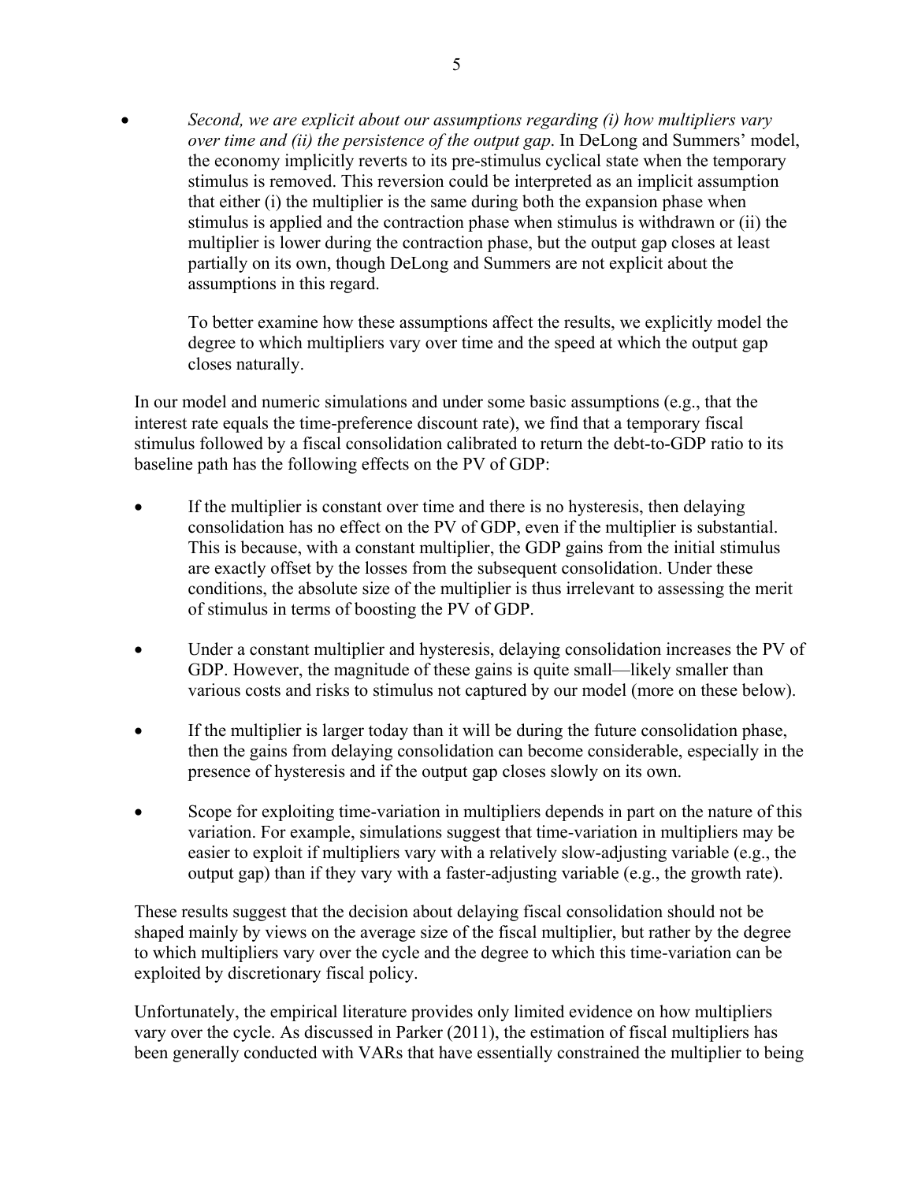- *Second, we are explicit about our assumptions regarding (i) how multipliers vary over time and (ii) the persistence of the output gap*. In DeLong and Summers' model, the economy implicitly reverts to its pre-stimulus cyclical state when the temporary stimulus is removed. This reversion could be interpreted as an implicit assumption that either (i) the multiplier is the same during both the expansion phase when stimulus is applied and the contraction phase when stimulus is withdrawn or (ii) the multiplier is lower during the contraction phase, but the output gap closes at least partially on its own, though DeLong and Summers are not explicit about the assumptions in this regard.

  To better examine how these assumptions affect the results, we explicitly model the degree to which multipliers vary over time and the speed at which the output gap closes naturally.

In our model and numeric simulations and under some basic assumptions (e.g., that the interest rate equals the time-preference discount rate), we find that a temporary fiscal stimulus followed by a fiscal consolidation calibrated to return the debt-to-GDP ratio to its baseline path has the following effects on the PV of GDP:

- If the multiplier is constant over time and there is no hysteresis, then delaying consolidation has no effect on the PV of GDP, even if the multiplier is substantial. This is because, with a constant multiplier, the GDP gains from the initial stimulus are exactly offset by the losses from the subsequent consolidation. Under these conditions, the absolute size of the multiplier is thus irrelevant to assessing the merit of stimulus in terms of boosting the PV of GDP.
- Under a constant multiplier and hysteresis, delaying consolidation increases the PV of GDP. However, the magnitude of these gains is quite small—likely smaller than various costs and risks to stimulus not captured by our model (more on these below).
- If the multiplier is larger today than it will be during the future consolidation phase, then the gains from delaying consolidation can become considerable, especially in the presence of hysteresis and if the output gap closes slowly on its own.
- Scope for exploiting time-variation in multipliers depends in part on the nature of this variation. For example, simulations suggest that time-variation in multipliers may be easier to exploit if multipliers vary with a relatively slow-adjusting variable (e.g., the output gap) than if they vary with a faster-adjusting variable (e.g., the growth rate).

These results suggest that the decision about delaying fiscal consolidation should not be shaped mainly by views on the average size of the fiscal multiplier, but rather by the degree to which multipliers vary over the cycle and the degree to which this time-variation can be exploited by discretionary fiscal policy.

Unfortunately, the empirical literature provides only limited evidence on how multipliers vary over the cycle. As discussed in Parker (2011), the estimation of fiscal multipliers has been generally conducted with VARs that have essentially constrained the multiplier to being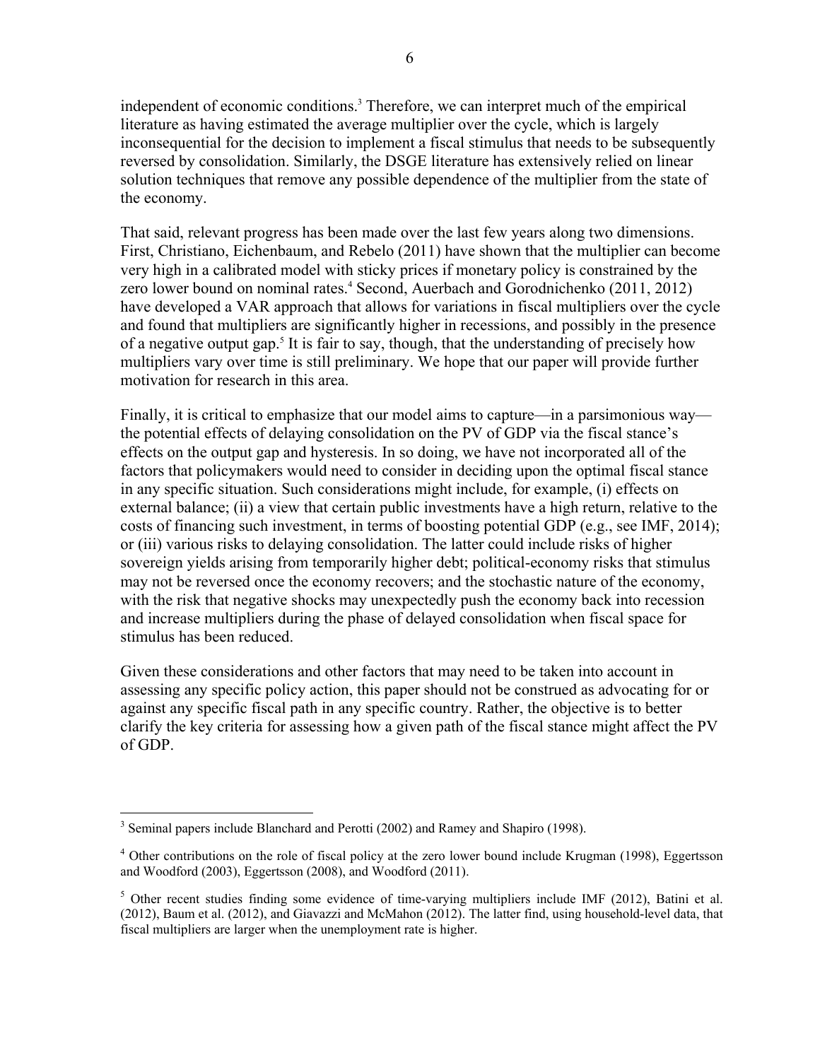independent of economic conditions.[3] Therefore, we can interpret much of the empirical literature as having estimated the average multiplier over the cycle, which is largely inconsequential for the decision to implement a fiscal stimulus that needs to be subsequently reversed by consolidation. Similarly, the DSGE literature has extensively relied on linear solution techniques that remove any possible dependence of the multiplier from the state of the economy.

That said, relevant progress has been made over the last few years along two dimensions. First, Christiano, Eichenbaum, and Rebelo (2011) have shown that the multiplier can become very high in a calibrated model with sticky prices if monetary policy is constrained by the zero lower bound on nominal rates.[4] Second, Auerbach and Gorodnichenko (2011, 2012) have developed a VAR approach that allows for variations in fiscal multipliers over the cycle and found that multipliers are significantly higher in recessions, and possibly in the presence of a negative output gap.[5] It is fair to say, though, that the understanding of precisely how multipliers vary over time is still preliminary. We hope that our paper will provide further motivation for research in this area.

Finally, it is critical to emphasize that our model aims to capture—in a parsimonious way—the potential effects of delaying consolidation on the PV of GDP via the fiscal stance's effects on the output gap and hysteresis. In so doing, we have not incorporated all of the factors that policymakers would need to consider in deciding upon the optimal fiscal stance in any specific situation. Such considerations might include, for example, (i) effects on external balance; (ii) a view that certain public investments have a high return, relative to the costs of financing such investment, in terms of boosting potential GDP (e.g., see IMF, 2014); or (iii) various risks to delaying consolidation. The latter could include risks of higher sovereign yields arising from temporarily higher debt; political-economy risks that stimulus may not be reversed once the economy recovers; and the stochastic nature of the economy, with the risk that negative shocks may unexpectedly push the economy back into recession and increase multipliers during the phase of delayed consolidation when fiscal space for stimulus has been reduced.

Given these considerations and other factors that may need to be taken into account in assessing any specific policy action, this paper should not be construed as advocating for or against any specific fiscal path in any specific country. Rather, the objective is to better clarify the key criteria for assessing how a given path of the fiscal stance might affect the PV of GDP.

---

[3] Seminal papers include Blanchard and Perotti (2002) and Ramey and Shapiro (1998).

[4] Other contributions on the role of fiscal policy at the zero lower bound include Krugman (1998), Eggertsson and Woodford (2003), Eggertsson (2008), and Woodford (2011).

[5] Other recent studies finding some evidence of time-varying multipliers include IMF (2012), Batini et al. (2012), Baum et al. (2012), and Giavazzi and McMahon (2012). The latter find, using household-level data, that fiscal multipliers are larger when the unemployment rate is higher.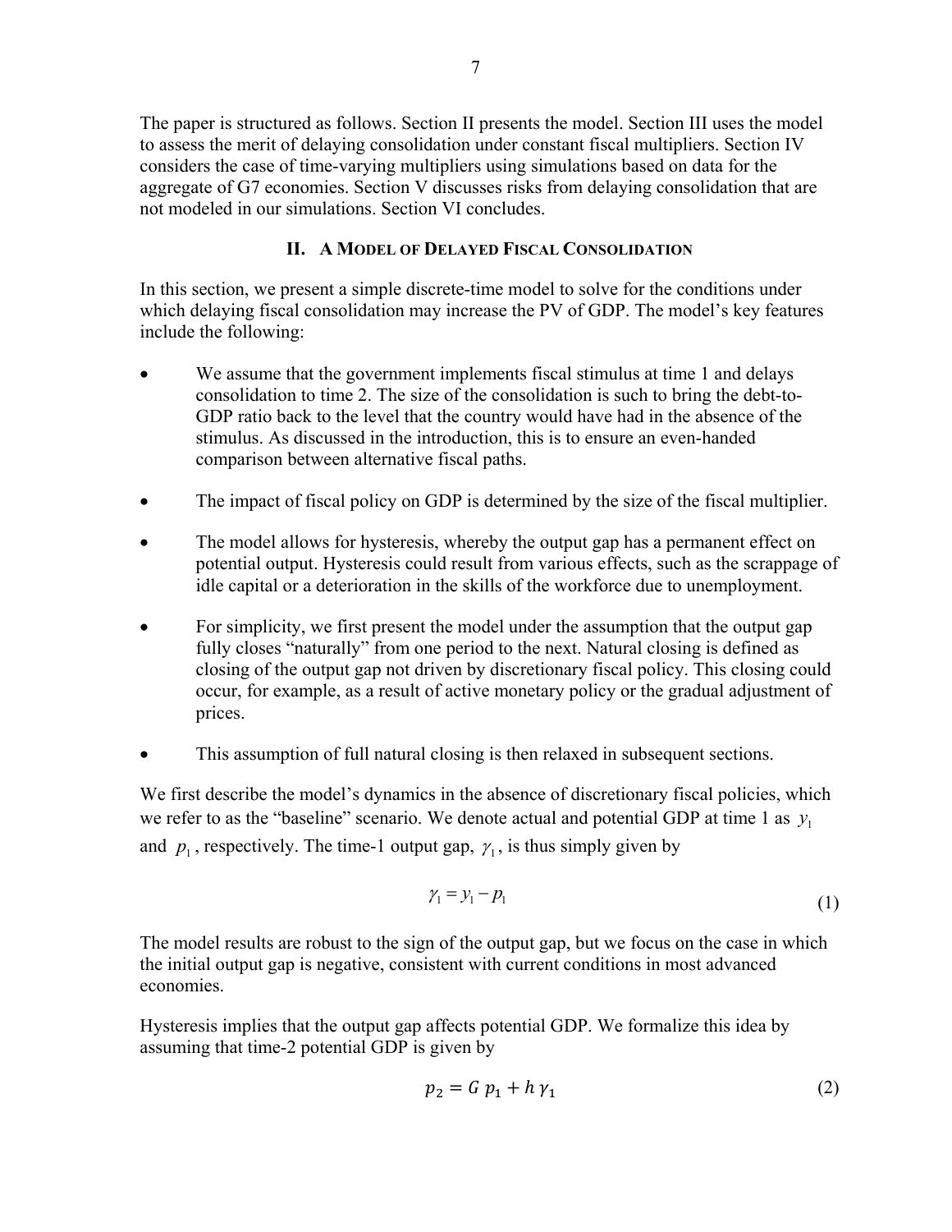The paper is structured as follows. Section II presents the model. Section III uses the model to assess the merit of delaying consolidation under constant fiscal multipliers. Section IV considers the case of time-varying multipliers using simulations based on data for the aggregate of G7 economies. Section V discusses risks from delaying consolidation that are not modeled in our simulations. Section VI concludes.

## II. A Model of Delayed Fiscal Consolidation

In this section, we present a simple discrete-time model to solve for the conditions under which delaying fiscal consolidation may increase the PV of GDP. The model's key features include the following:

- We assume that the government implements fiscal stimulus at time 1 and delays consolidation to time 2. The size of the consolidation is such to bring the debt-to-GDP ratio back to the level that the country would have had in the absence of the stimulus. As discussed in the introduction, this is to ensure an even-handed comparison between alternative fiscal paths.
- The impact of fiscal policy on GDP is determined by the size of the fiscal multiplier.
- The model allows for hysteresis, whereby the output gap has a permanent effect on potential output. Hysteresis could result from various effects, such as the scrappage of idle capital or a deterioration in the skills of the workforce due to unemployment.
- For simplicity, we first present the model under the assumption that the output gap fully closes "naturally" from one period to the next. Natural closing is defined as closing of the output gap not driven by discretionary fiscal policy. This closing could occur, for example, as a result of active monetary policy or the gradual adjustment of prices.
- This assumption of full natural closing is then relaxed in subsequent sections.

We first describe the model's dynamics in the absence of discretionary fiscal policies, which we refer to as the "baseline" scenario. We denote actual and potential GDP at time 1 as $y_1$ and $p_1$, respectively. The time-1 output gap, $\gamma_1$, is thus simply given by

$$\gamma_1 = y_1 - p_1 \tag{1}$$

The model results are robust to the sign of the output gap, but we focus on the case in which the initial output gap is negative, consistent with current conditions in most advanced economies.

Hysteresis implies that the output gap affects potential GDP. We formalize this idea by assuming that time-2 potential GDP is given by

$$p_2 = G\, p_1 + h\, \gamma_1 \tag{2}$$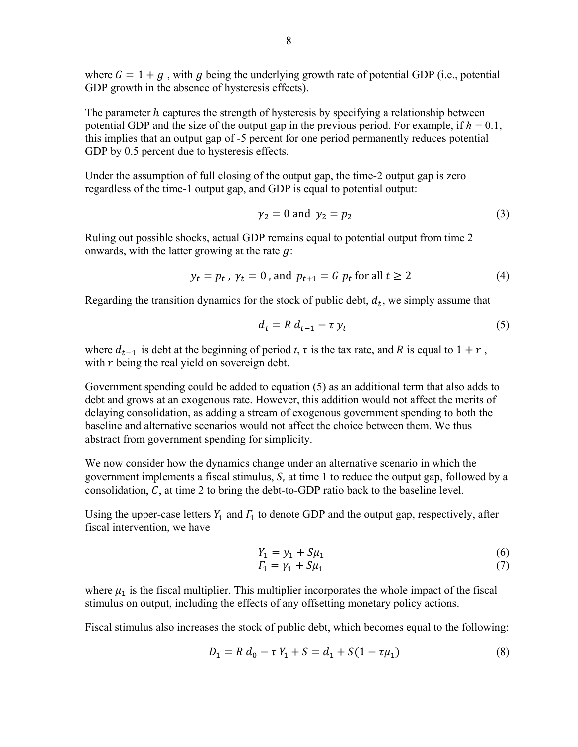where $G = 1 + g$ , with $g$ being the underlying growth rate of potential GDP (i.e., potential GDP growth in the absence of hysteresis effects).

The parameter $h$ captures the strength of hysteresis by specifying a relationship between potential GDP and the size of the output gap in the previous period. For example, if $h = 0.1$, this implies that an output gap of -5 percent for one period permanently reduces potential GDP by 0.5 percent due to hysteresis effects.

Under the assumption of full closing of the output gap, the time-2 output gap is zero regardless of the time-1 output gap, and GDP is equal to potential output:

$$\gamma_2 = 0 \text{ and } y_2 = p_2 \tag{3}$$

Ruling out possible shocks, actual GDP remains equal to potential output from time 2 onwards, with the latter growing at the rate $g$:

$$y_t = p_t \text{ , } \gamma_t = 0 \text{ , and } p_{t+1} = G\, p_t \text{ for all } t \geq 2 \tag{4}$$

Regarding the transition dynamics for the stock of public debt, $d_t$, we simply assume that

$$d_t = R\, d_{t-1} - \tau\, y_t \tag{5}$$

where $d_{t-1}$ is debt at the beginning of period $t$, $\tau$ is the tax rate, and $R$ is equal to $1 + r$ , with $r$ being the real yield on sovereign debt.

Government spending could be added to equation (5) as an additional term that also adds to debt and grows at an exogenous rate. However, this addition would not affect the merits of delaying consolidation, as adding a stream of exogenous government spending to both the baseline and alternative scenarios would not affect the choice between them. We thus abstract from government spending for simplicity.

We now consider how the dynamics change under an alternative scenario in which the government implements a fiscal stimulus, $S$, at time 1 to reduce the output gap, followed by a consolidation, $C$, at time 2 to bring the debt-to-GDP ratio back to the baseline level.

Using the upper-case letters $Y_1$ and $\Gamma_1$ to denote GDP and the output gap, respectively, after fiscal intervention, we have

$$Y_1 = y_1 + S\mu_1 \tag{6}$$

$$\Gamma_1 = \gamma_1 + S\mu_1 \tag{7}$$

where $\mu_1$ is the fiscal multiplier. This multiplier incorporates the whole impact of the fiscal stimulus on output, including the effects of any offsetting monetary policy actions.

Fiscal stimulus also increases the stock of public debt, which becomes equal to the following:

$$D_1 = R\, d_0 - \tau\, Y_1 + S = d_1 + S(1 - \tau\mu_1) \tag{8}$$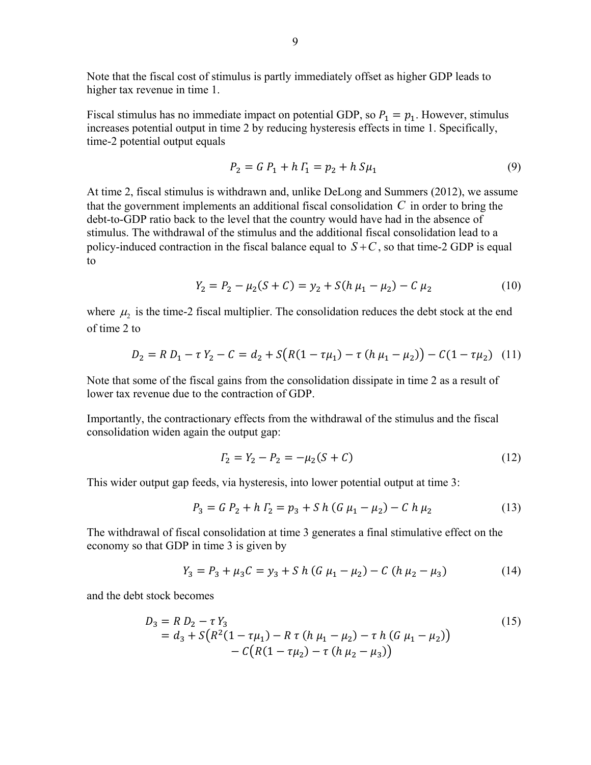Note that the fiscal cost of stimulus is partly immediately offset as higher GDP leads to higher tax revenue in time 1.

Fiscal stimulus has no immediate impact on potential GDP, so $P_1 = p_1$. However, stimulus increases potential output in time 2 by reducing hysteresis effects in time 1. Specifically, time-2 potential output equals

$$P_2 = G\,P_1 + h\,\Gamma_1 = p_2 + h\,S\mu_1 \tag{9}$$

At time 2, fiscal stimulus is withdrawn and, unlike DeLong and Summers (2012), we assume that the government implements an additional fiscal consolidation $C$ in order to bring the debt-to-GDP ratio back to the level that the country would have had in the absence of stimulus. The withdrawal of the stimulus and the additional fiscal consolidation lead to a policy-induced contraction in the fiscal balance equal to $S + C$, so that time-2 GDP is equal to

$$Y_2 = P_2 - \mu_2(S + C) = y_2 + S(h\,\mu_1 - \mu_2) - C\,\mu_2 \tag{10}$$

where $\mu_2$ is the time-2 fiscal multiplier. The consolidation reduces the debt stock at the end of time 2 to

$$D_2 = R\,D_1 - \tau\,Y_2 - C = d_2 + S\big(R(1 - \tau\mu_1) - \tau\,(h\,\mu_1 - \mu_2)\big) - C(1 - \tau\mu_2) \tag{11}$$

Note that some of the fiscal gains from the consolidation dissipate in time 2 as a result of lower tax revenue due to the contraction of GDP.

Importantly, the contractionary effects from the withdrawal of the stimulus and the fiscal consolidation widen again the output gap:

$$\Gamma_2 = Y_2 - P_2 = -\mu_2(S + C) \tag{12}$$

This wider output gap feeds, via hysteresis, into lower potential output at time 3:

$$P_3 = G\,P_2 + h\,\Gamma_2 = p_3 + S\,h\,(G\,\mu_1 - \mu_2) - C\,h\,\mu_2 \tag{13}$$

The withdrawal of fiscal consolidation at time 3 generates a final stimulative effect on the economy so that GDP in time 3 is given by

$$Y_3 = P_3 + \mu_3 C = y_3 + S\,h\,(G\,\mu_1 - \mu_2) - C\,(h\,\mu_2 - \mu_3) \tag{14}$$

and the debt stock becomes

$$\begin{aligned} D_3 &= R\,D_2 - \tau\,Y_3 \\ &= d_3 + S\big(R^2(1 - \tau\mu_1) - R\,\tau\,(h\,\mu_1 - \mu_2) - \tau\,h\,(G\,\mu_1 - \mu_2)\big) \\ &\qquad - C\big(R(1 - \tau\mu_2) - \tau\,(h\,\mu_2 - \mu_3)\big) \end{aligned} \tag{15}$$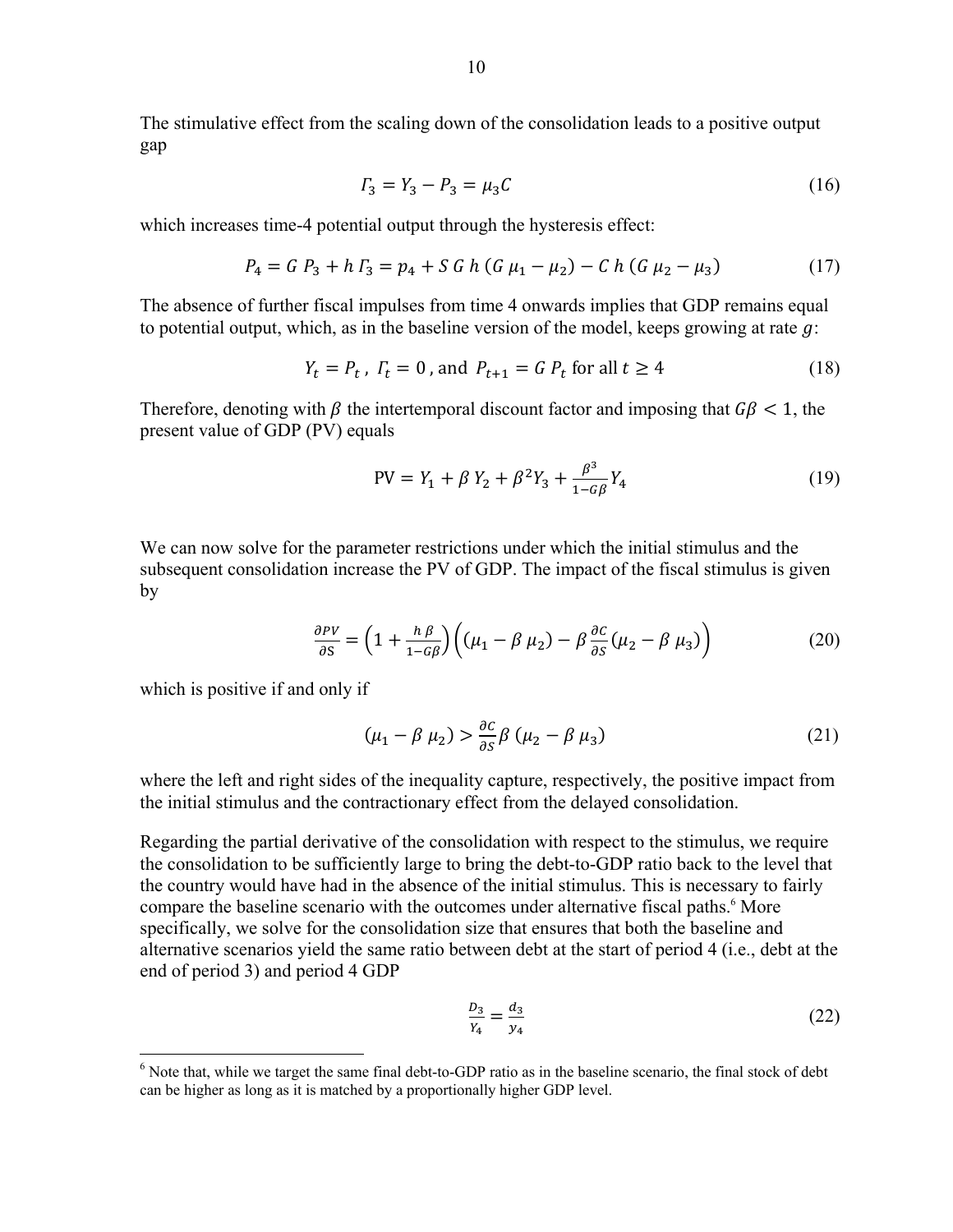The stimulative effect from the scaling down of the consolidation leads to a positive output gap

$$\Gamma_3 = Y_3 - P_3 = \mu_3 C \tag{16}$$

which increases time-4 potential output through the hysteresis effect:

$$P_4 = G\, P_3 + h\, \Gamma_3 = p_4 + S\, G\, h\, (G\, \mu_1 - \mu_2) - C\, h\, (G\, \mu_2 - \mu_3) \tag{17}$$

The absence of further fiscal impulses from time 4 onwards implies that GDP remains equal to potential output, which, as in the baseline version of the model, keeps growing at rate $g$:

$$Y_t = P_t\,,\ \Gamma_t = 0\,, \text{and}\ P_{t+1} = G\, P_t \text{ for all } t \geq 4 \tag{18}$$

Therefore, denoting with $\beta$ the intertemporal discount factor and imposing that $G\beta < 1$, the present value of GDP (PV) equals

$$\text{PV} = Y_1 + \beta\, Y_2 + \beta^2 Y_3 + \frac{\beta^3}{1 - G\beta} Y_4 \tag{19}$$

We can now solve for the parameter restrictions under which the initial stimulus and the subsequent consolidation increase the PV of GDP. The impact of the fiscal stimulus is given by

$$\frac{\partial PV}{\partial S} = \left(1 + \frac{h\,\beta}{1 - G\beta}\right)\left((\mu_1 - \beta\, \mu_2) - \beta \frac{\partial C}{\partial S}(\mu_2 - \beta\, \mu_3)\right) \tag{20}$$

which is positive if and only if

$$(\mu_1 - \beta\, \mu_2) > \frac{\partial C}{\partial S} \beta\, (\mu_2 - \beta\, \mu_3) \tag{21}$$

where the left and right sides of the inequality capture, respectively, the positive impact from the initial stimulus and the contractionary effect from the delayed consolidation.

Regarding the partial derivative of the consolidation with respect to the stimulus, we require the consolidation to be sufficiently large to bring the debt-to-GDP ratio back to the level that the country would have had in the absence of the initial stimulus. This is necessary to fairly compare the baseline scenario with the outcomes under alternative fiscal paths.[6] More specifically, we solve for the consolidation size that ensures that both the baseline and alternative scenarios yield the same ratio between debt at the start of period 4 (i.e., debt at the end of period 3) and period 4 GDP

$$\frac{D_3}{Y_4} = \frac{d_3}{y_4} \tag{22}$$

[6] Note that, while we target the same final debt-to-GDP ratio as in the baseline scenario, the final stock of debt can be higher as long as it is matched by a proportionally higher GDP level.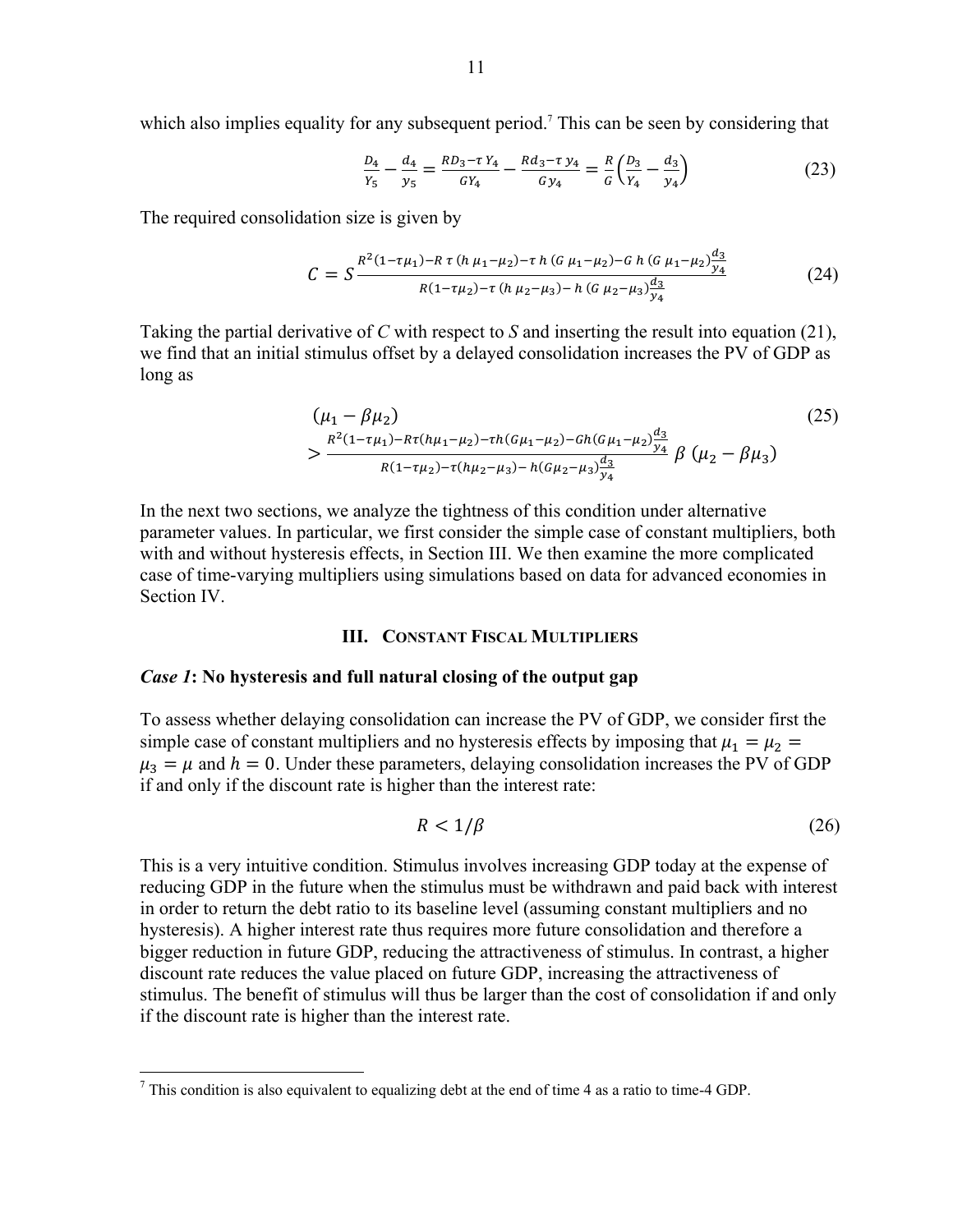which also implies equality for any subsequent period.[7] This can be seen by considering that

$$\frac{D_4}{Y_5} - \frac{d_4}{y_5} = \frac{RD_3 - \tau Y_4}{GY_4} - \frac{Rd_3 - \tau y_4}{Gy_4} = \frac{R}{G}\left(\frac{D_3}{Y_4} - \frac{d_3}{y_4}\right) \tag{23}$$

The required consolidation size is given by

$$C = S\frac{R^2(1-\tau\mu_1) - R\,\tau\,(h\,\mu_1 - \mu_2) - \tau\,h\,(G\,\mu_1 - \mu_2) - G\,h\,(G\,\mu_1 - \mu_2)\frac{d_3}{y_4}}{R(1-\tau\mu_2) - \tau\,(h\,\mu_2 - \mu_3) - h\,(G\,\mu_2 - \mu_3)\frac{d_3}{y_4}} \tag{24}$$

Taking the partial derivative of *C* with respect to *S* and inserting the result into equation (21), we find that an initial stimulus offset by a delayed consolidation increases the PV of GDP as long as

$$(\mu_1 - \beta\mu_2) > \frac{R^2(1-\tau\mu_1) - R\tau(h\mu_1 - \mu_2) - \tau h(G\mu_1 - \mu_2) - Gh(G\mu_1 - \mu_2)\frac{d_3}{y_4}}{R(1-\tau\mu_2) - \tau(h\mu_2 - \mu_3) - h(G\mu_2 - \mu_3)\frac{d_3}{y_4}}\,\beta\,(\mu_2 - \beta\mu_3) \tag{25}$$

In the next two sections, we analyze the tightness of this condition under alternative parameter values. In particular, we first consider the simple case of constant multipliers, both with and without hysteresis effects, in Section III. We then examine the more complicated case of time-varying multipliers using simulations based on data for advanced economies in Section IV.

## III. Constant Fiscal Multipliers

### *Case 1*: No hysteresis and full natural closing of the output gap

To assess whether delaying consolidation can increase the PV of GDP, we consider first the simple case of constant multipliers and no hysteresis effects by imposing that $\mu_1 = \mu_2 = \mu_3 = \mu$ and $h = 0$. Under these parameters, delaying consolidation increases the PV of GDP if and only if the discount rate is higher than the interest rate:

$$R < 1/\beta \tag{26}$$

This is a very intuitive condition. Stimulus involves increasing GDP today at the expense of reducing GDP in the future when the stimulus must be withdrawn and paid back with interest in order to return the debt ratio to its baseline level (assuming constant multipliers and no hysteresis). A higher interest rate thus requires more future consolidation and therefore a bigger reduction in future GDP, reducing the attractiveness of stimulus. In contrast, a higher discount rate reduces the value placed on future GDP, increasing the attractiveness of stimulus. The benefit of stimulus will thus be larger than the cost of consolidation if and only if the discount rate is higher than the interest rate.

[7] This condition is also equivalent to equalizing debt at the end of time 4 as a ratio to time-4 GDP.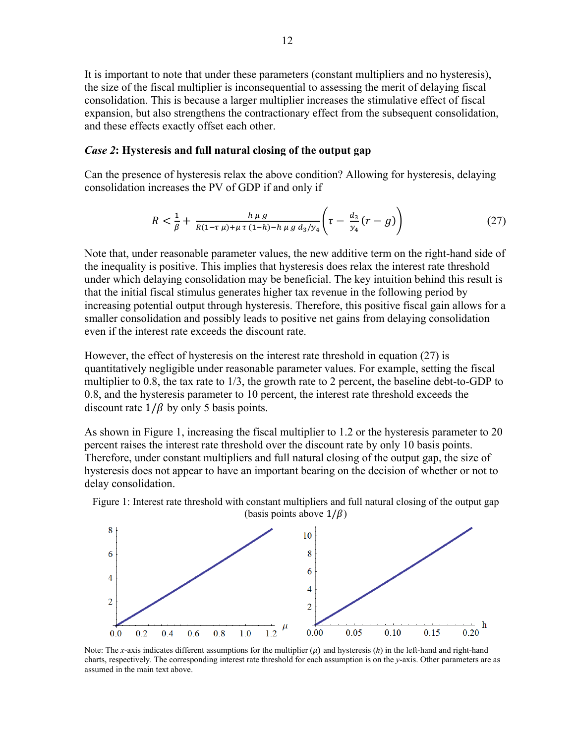It is important to note that under these parameters (constant multipliers and no hysteresis), the size of the fiscal multiplier is inconsequential to assessing the merit of delaying fiscal consolidation. This is because a larger multiplier increases the stimulative effect of fiscal expansion, but also strengthens the contractionary effect from the subsequent consolidation, and these effects exactly offset each other.

### *Case 2*: **Hysteresis and full natural closing of the output gap**

Can the presence of hysteresis relax the above condition? Allowing for hysteresis, delaying consolidation increases the PV of GDP if and only if

$$R < \frac{1}{\beta} + \frac{h\,\mu\,g}{R(1-\tau\,\mu)+\mu\,\tau\,(1-h)-h\,\mu\,g\,d_3/y_4}\left(\tau - \frac{d_3}{y_4}(r-g)\right) \tag{27}$$

Note that, under reasonable parameter values, the new additive term on the right-hand side of the inequality is positive. This implies that hysteresis does relax the interest rate threshold under which delaying consolidation may be beneficial. The key intuition behind this result is that the initial fiscal stimulus generates higher tax revenue in the following period by increasing potential output through hysteresis. Therefore, this positive fiscal gain allows for a smaller consolidation and possibly leads to positive net gains from delaying consolidation even if the interest rate exceeds the discount rate.

However, the effect of hysteresis on the interest rate threshold in equation (27) is quantitatively negligible under reasonable parameter values. For example, setting the fiscal multiplier to 0.8, the tax rate to 1/3, the growth rate to 2 percent, the baseline debt-to-GDP to 0.8, and the hysteresis parameter to 10 percent, the interest rate threshold exceeds the discount rate $1/\beta$ by only 5 basis points.

As shown in Figure 1, increasing the fiscal multiplier to 1.2 or the hysteresis parameter to 20 percent raises the interest rate threshold over the discount rate by only 10 basis points. Therefore, under constant multipliers and full natural closing of the output gap, the size of hysteresis does not appear to have an important bearing on the decision of whether or not to delay consolidation.

Figure 1: Interest rate threshold with constant multipliers and full natural closing of the output gap (basis points above $1/\beta$)

Note: The *x*-axis indicates different assumptions for the multiplier ($\mu$) and hysteresis ($h$) in the left-hand and right-hand charts, respectively. The corresponding interest rate threshold for each assumption is on the *y*-axis. Other parameters are as assumed in the main text above.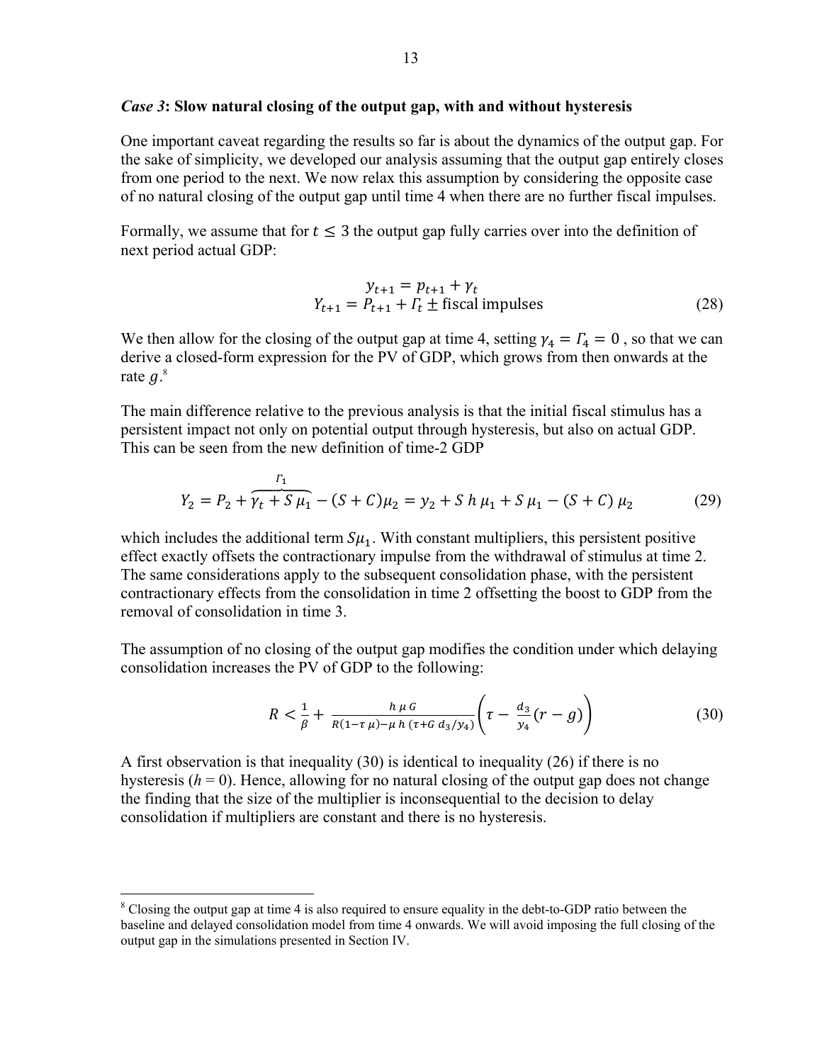***Case 3*: Slow natural closing of the output gap, with and without hysteresis**

One important caveat regarding the results so far is about the dynamics of the output gap. For the sake of simplicity, we developed our analysis assuming that the output gap entirely closes from one period to the next. We now relax this assumption by considering the opposite case of no natural closing of the output gap until time 4 when there are no further fiscal impulses.

Formally, we assume that for $t \leq 3$ the output gap fully carries over into the definition of next period actual GDP:

$$\begin{gathered} y_{t+1} = p_{t+1} + \gamma_t \\ Y_{t+1} = P_{t+1} + \Gamma_t \pm \text{fiscal impulses} \end{gathered} \tag{28}$$

We then allow for the closing of the output gap at time 4, setting $\gamma_4 = \Gamma_4 = 0$ , so that we can derive a closed-form expression for the PV of GDP, which grows from then onwards at the rate $g$.[8]

The main difference relative to the previous analysis is that the initial fiscal stimulus has a persistent impact not only on potential output through hysteresis, but also on actual GDP. This can be seen from the new definition of time-2 GDP

$$Y_2 = P_2 + \overbrace{\gamma_t + S\,\mu_1}^{\Gamma_1} - (S + C)\mu_2 = y_2 + S\,h\,\mu_1 + S\,\mu_1 - (S + C)\,\mu_2 \tag{29}$$

which includes the additional term $S\mu_1$. With constant multipliers, this persistent positive effect exactly offsets the contractionary impulse from the withdrawal of stimulus at time 2. The same considerations apply to the subsequent consolidation phase, with the persistent contractionary effects from the consolidation in time 2 offsetting the boost to GDP from the removal of consolidation in time 3.

The assumption of no closing of the output gap modifies the condition under which delaying consolidation increases the PV of GDP to the following:

$$R < \frac{1}{\beta} + \frac{h\,\mu\,G}{R(1-\tau\,\mu) - \mu\,h\,(\tau + G\,d_3/y_4)}\left(\tau - \frac{d_3}{y_4}(r - g)\right) \tag{30}$$

A first observation is that inequality (30) is identical to inequality (26) if there is no hysteresis ($h = 0$). Hence, allowing for no natural closing of the output gap does not change the finding that the size of the multiplier is inconsequential to the decision to delay consolidation if multipliers are constant and there is no hysteresis.

---

[8] Closing the output gap at time 4 is also required to ensure equality in the debt-to-GDP ratio between the baseline and delayed consolidation model from time 4 onwards. We will avoid imposing the full closing of the output gap in the simulations presented in Section IV.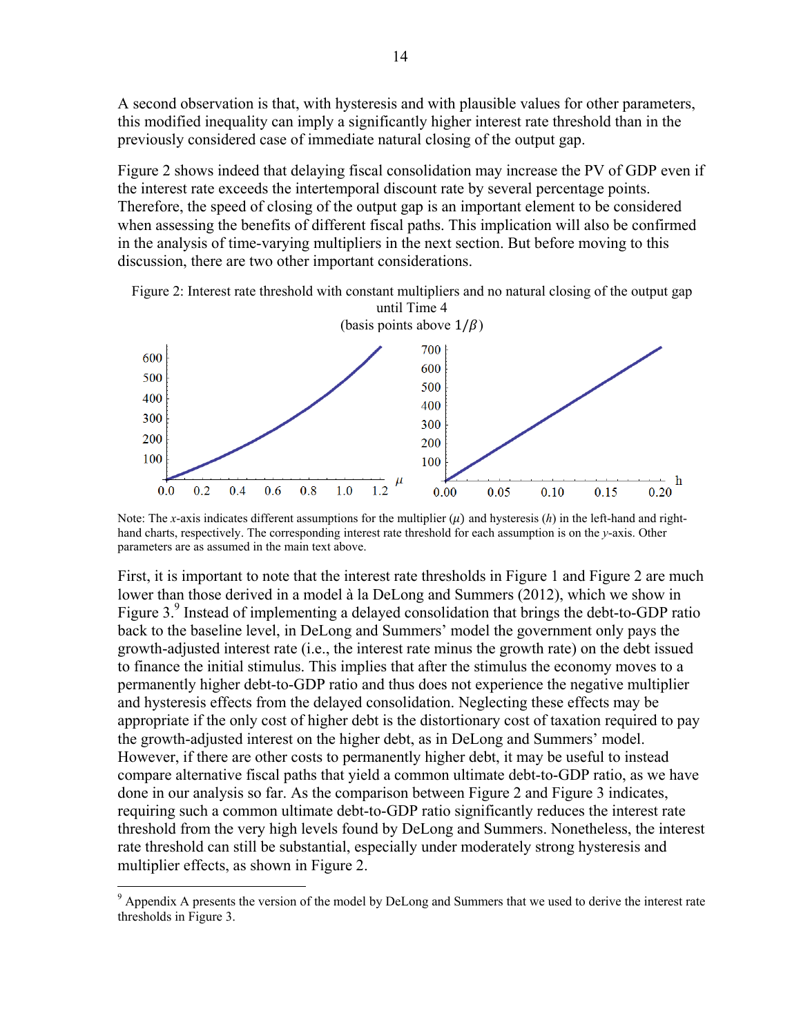A second observation is that, with hysteresis and with plausible values for other parameters, this modified inequality can imply a significantly higher interest rate threshold than in the previously considered case of immediate natural closing of the output gap.

Figure 2 shows indeed that delaying fiscal consolidation may increase the PV of GDP even if the interest rate exceeds the intertemporal discount rate by several percentage points. Therefore, the speed of closing of the output gap is an important element to be considered when assessing the benefits of different fiscal paths. This implication will also be confirmed in the analysis of time-varying multipliers in the next section. But before moving to this discussion, there are two other important considerations.

Figure 2: Interest rate threshold with constant multipliers and no natural closing of the output gap until Time 4
(basis points above $1/\beta$)

Note: The *x*-axis indicates different assumptions for the multiplier ($\mu$) and hysteresis ($h$) in the left-hand and right-hand charts, respectively. The corresponding interest rate threshold for each assumption is on the *y*-axis. Other parameters are as assumed in the main text above.

First, it is important to note that the interest rate thresholds in Figure 1 and Figure 2 are much lower than those derived in a model à la DeLong and Summers (2012), which we show in Figure 3.[9] Instead of implementing a delayed consolidation that brings the debt-to-GDP ratio back to the baseline level, in DeLong and Summers' model the government only pays the growth-adjusted interest rate (i.e., the interest rate minus the growth rate) on the debt issued to finance the initial stimulus. This implies that after the stimulus the economy moves to a permanently higher debt-to-GDP ratio and thus does not experience the negative multiplier and hysteresis effects from the delayed consolidation. Neglecting these effects may be appropriate if the only cost of higher debt is the distortionary cost of taxation required to pay the growth-adjusted interest on the higher debt, as in DeLong and Summers' model. However, if there are other costs to permanently higher debt, it may be useful to instead compare alternative fiscal paths that yield a common ultimate debt-to-GDP ratio, as we have done in our analysis so far. As the comparison between Figure 2 and Figure 3 indicates, requiring such a common ultimate debt-to-GDP ratio significantly reduces the interest rate threshold from the very high levels found by DeLong and Summers. Nonetheless, the interest rate threshold can still be substantial, especially under moderately strong hysteresis and multiplier effects, as shown in Figure 2.

[9] Appendix A presents the version of the model by DeLong and Summers that we used to derive the interest rate thresholds in Figure 3.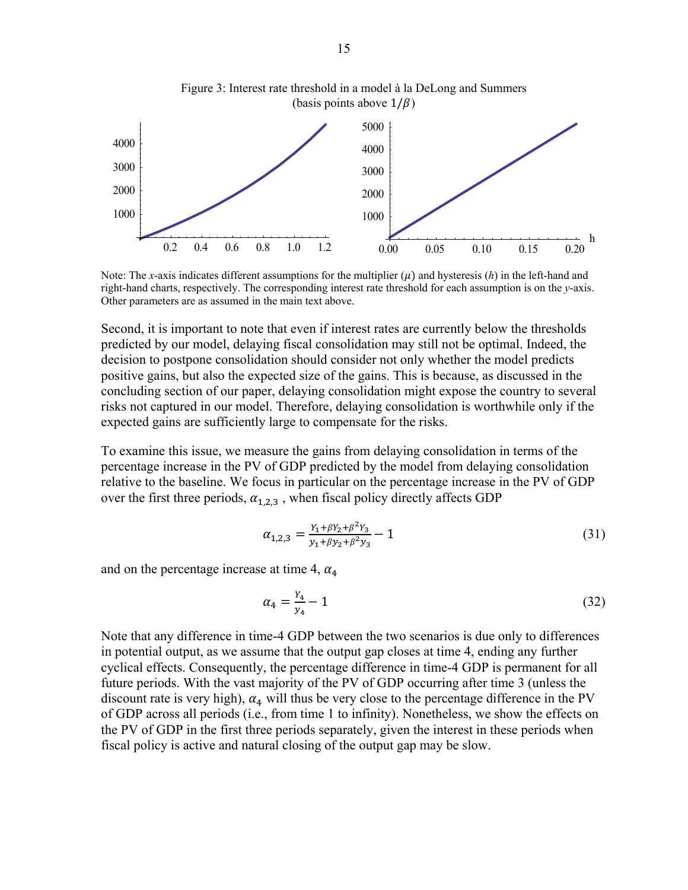Figure 3: Interest rate threshold in a model à la DeLong and Summers (basis points above $1/\beta$)

Note: The *x*-axis indicates different assumptions for the multiplier ($\mu$) and hysteresis ($h$) in the left-hand and right-hand charts, respectively. The corresponding interest rate threshold for each assumption is on the *y*-axis. Other parameters are as assumed in the main text above.

Second, it is important to note that even if interest rates are currently below the thresholds predicted by our model, delaying fiscal consolidation may still not be optimal. Indeed, the decision to postpone consolidation should consider not only whether the model predicts positive gains, but also the expected size of the gains. This is because, as discussed in the concluding section of our paper, delaying consolidation might expose the country to several risks not captured in our model. Therefore, delaying consolidation is worthwhile only if the expected gains are sufficiently large to compensate for the risks.

To examine this issue, we measure the gains from delaying consolidation in terms of the percentage increase in the PV of GDP predicted by the model from delaying consolidation relative to the baseline. We focus in particular on the percentage increase in the PV of GDP over the first three periods, $\alpha_{1,2,3}$ , when fiscal policy directly affects GDP

$$\alpha_{1,2,3} = \frac{Y_1+\beta Y_2+\beta^2 Y_3}{y_1+\beta y_2+\beta^2 y_3} - 1 \tag{31}$$

and on the percentage increase at time 4, $\alpha_4$

$$\alpha_4 = \frac{Y_4}{y_4} - 1 \tag{32}$$

Note that any difference in time-4 GDP between the two scenarios is due only to differences in potential output, as we assume that the output gap closes at time 4, ending any further cyclical effects. Consequently, the percentage difference in time-4 GDP is permanent for all future periods. With the vast majority of the PV of GDP occurring after time 3 (unless the discount rate is very high), $\alpha_4$ will thus be very close to the percentage difference in the PV of GDP across all periods (i.e., from time 1 to infinity). Nonetheless, we show the effects on the PV of GDP in the first three periods separately, given the interest in these periods when fiscal policy is active and natural closing of the output gap may be slow.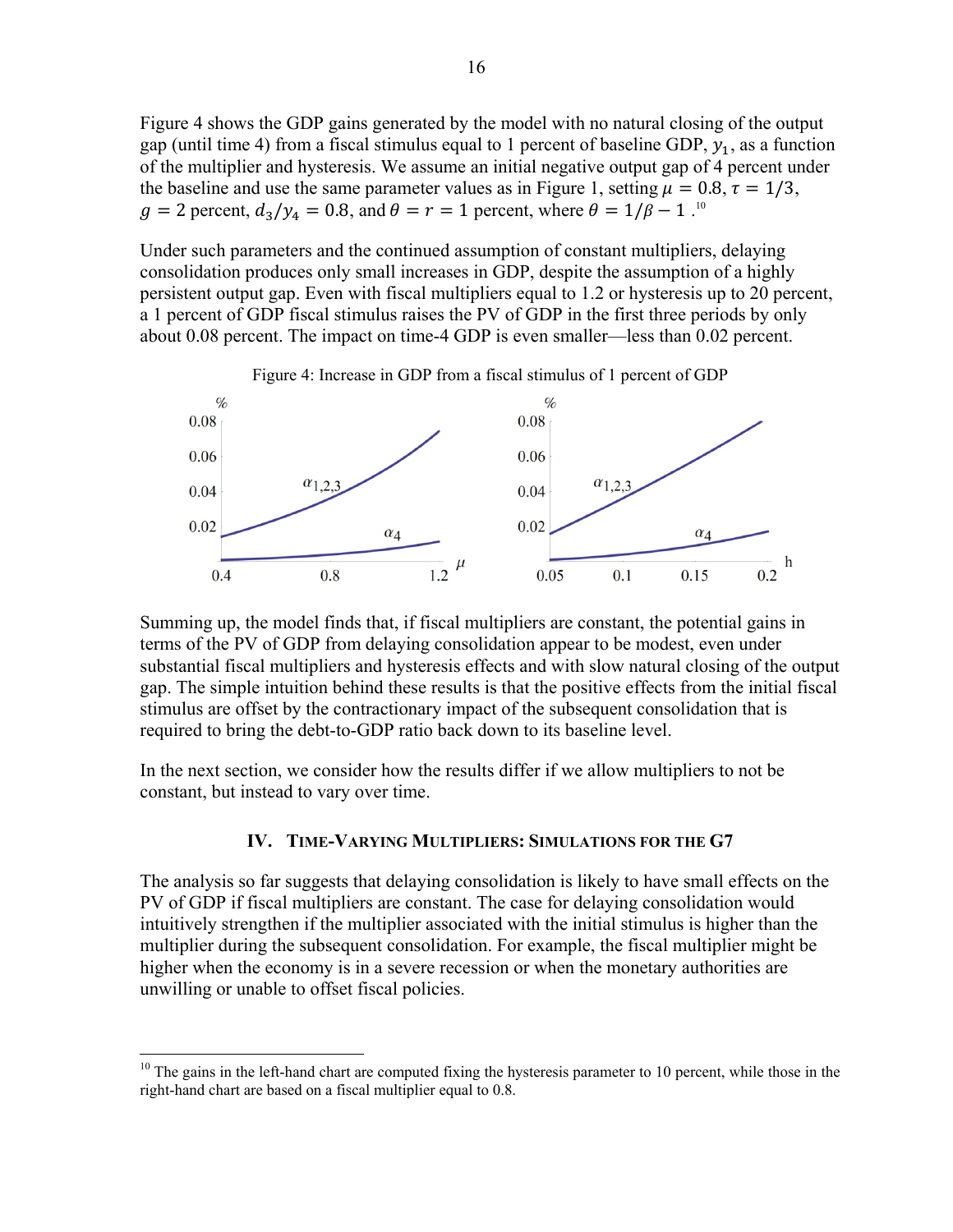Figure 4 shows the GDP gains generated by the model with no natural closing of the output gap (until time 4) from a fiscal stimulus equal to 1 percent of baseline GDP, $y_1$, as a function of the multiplier and hysteresis. We assume an initial negative output gap of 4 percent under the baseline and use the same parameter values as in Figure 1, setting $\mu = 0.8$, $\tau = 1/3$, $g = 2$ percent, $d_3/y_4 = 0.8$, and $\theta = r = 1$ percent, where $\theta = 1/\beta - 1$.[10]

Under such parameters and the continued assumption of constant multipliers, delaying consolidation produces only small increases in GDP, despite the assumption of a highly persistent output gap. Even with fiscal multipliers equal to 1.2 or hysteresis up to 20 percent, a 1 percent of GDP fiscal stimulus raises the PV of GDP in the first three periods by only about 0.08 percent. The impact on time-4 GDP is even smaller—less than 0.02 percent.

Figure 4: Increase in GDP from a fiscal stimulus of 1 percent of GDP

Summing up, the model finds that, if fiscal multipliers are constant, the potential gains in terms of the PV of GDP from delaying consolidation appear to be modest, even under substantial fiscal multipliers and hysteresis effects and with slow natural closing of the output gap. The simple intuition behind these results is that the positive effects from the initial fiscal stimulus are offset by the contractionary impact of the subsequent consolidation that is required to bring the debt-to-GDP ratio back down to its baseline level.

In the next section, we consider how the results differ if we allow multipliers to not be constant, but instead to vary over time.

## IV. Time-Varying Multipliers: Simulations for the G7

The analysis so far suggests that delaying consolidation is likely to have small effects on the PV of GDP if fiscal multipliers are constant. The case for delaying consolidation would intuitively strengthen if the multiplier associated with the initial stimulus is higher than the multiplier during the subsequent consolidation. For example, the fiscal multiplier might be higher when the economy is in a severe recession or when the monetary authorities are unwilling or unable to offset fiscal policies.

[10] The gains in the left-hand chart are computed fixing the hysteresis parameter to 10 percent, while those in the right-hand chart are based on a fiscal multiplier equal to 0.8.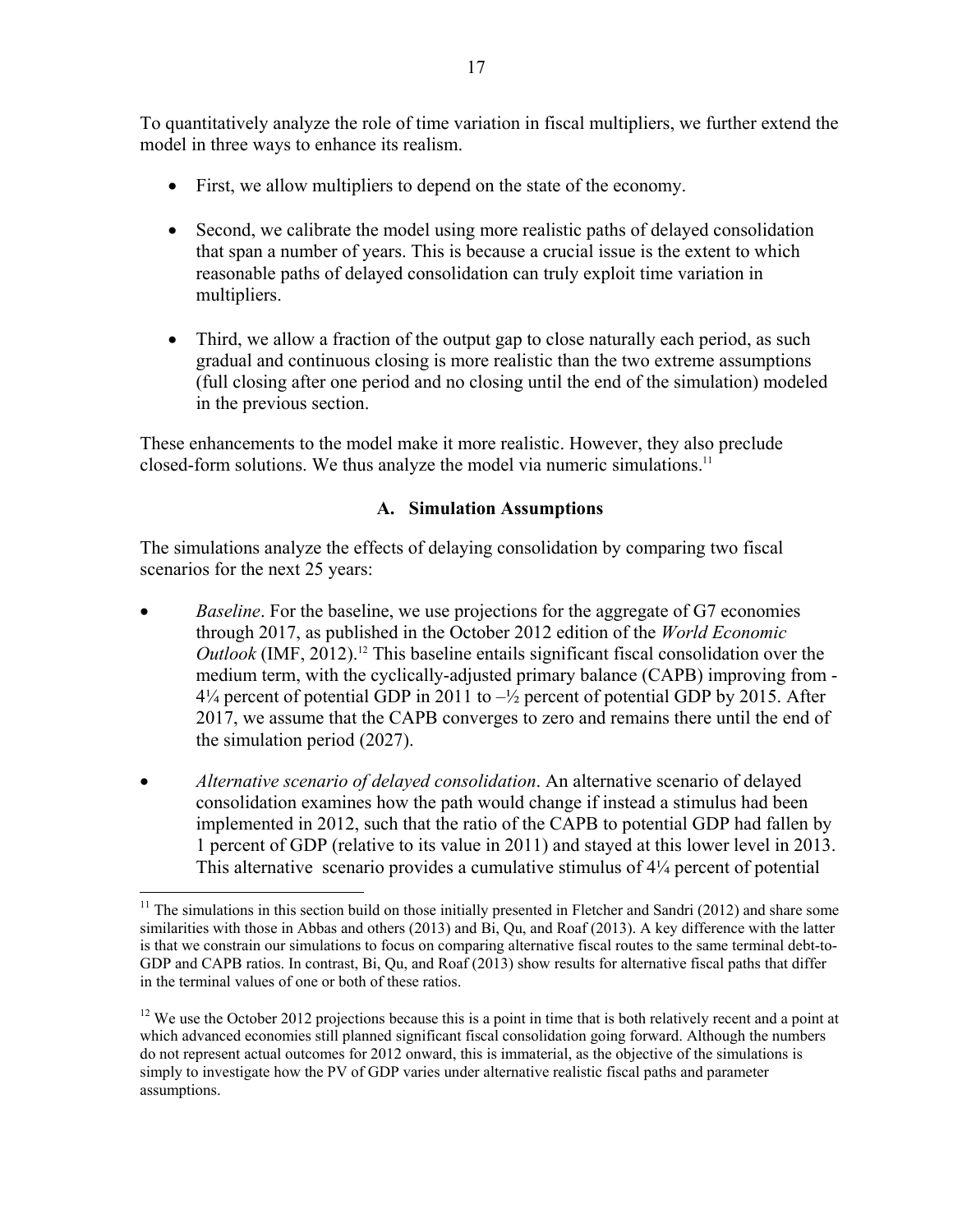To quantitatively analyze the role of time variation in fiscal multipliers, we further extend the model in three ways to enhance its realism.

- First, we allow multipliers to depend on the state of the economy.

- Second, we calibrate the model using more realistic paths of delayed consolidation that span a number of years. This is because a crucial issue is the extent to which reasonable paths of delayed consolidation can truly exploit time variation in multipliers.

- Third, we allow a fraction of the output gap to close naturally each period, as such gradual and continuous closing is more realistic than the two extreme assumptions (full closing after one period and no closing until the end of the simulation) modeled in the previous section.

These enhancements to the model make it more realistic. However, they also preclude closed-form solutions. We thus analyze the model via numeric simulations.[11]

### A. Simulation Assumptions

The simulations analyze the effects of delaying consolidation by comparing two fiscal scenarios for the next 25 years:

- *Baseline*. For the baseline, we use projections for the aggregate of G7 economies through 2017, as published in the October 2012 edition of the *World Economic Outlook* (IMF, 2012).[12] This baseline entails significant fiscal consolidation over the medium term, with the cyclically-adjusted primary balance (CAPB) improving from -4¼ percent of potential GDP in 2011 to –½ percent of potential GDP by 2015. After 2017, we assume that the CAPB converges to zero and remains there until the end of the simulation period (2027).

- *Alternative scenario of delayed consolidation*. An alternative scenario of delayed consolidation examines how the path would change if instead a stimulus had been implemented in 2012, such that the ratio of the CAPB to potential GDP had fallen by 1 percent of GDP (relative to its value in 2011) and stayed at this lower level in 2013. This alternative scenario provides a cumulative stimulus of 4¼ percent of potential

---

[11] The simulations in this section build on those initially presented in Fletcher and Sandri (2012) and share some similarities with those in Abbas and others (2013) and Bi, Qu, and Roaf (2013). A key difference with the latter is that we constrain our simulations to focus on comparing alternative fiscal routes to the same terminal debt-to-GDP and CAPB ratios. In contrast, Bi, Qu, and Roaf (2013) show results for alternative fiscal paths that differ in the terminal values of one or both of these ratios.

[12] We use the October 2012 projections because this is a point in time that is both relatively recent and a point at which advanced economies still planned significant fiscal consolidation going forward. Although the numbers do not represent actual outcomes for 2012 onward, this is immaterial, as the objective of the simulations is simply to investigate how the PV of GDP varies under alternative realistic fiscal paths and parameter assumptions.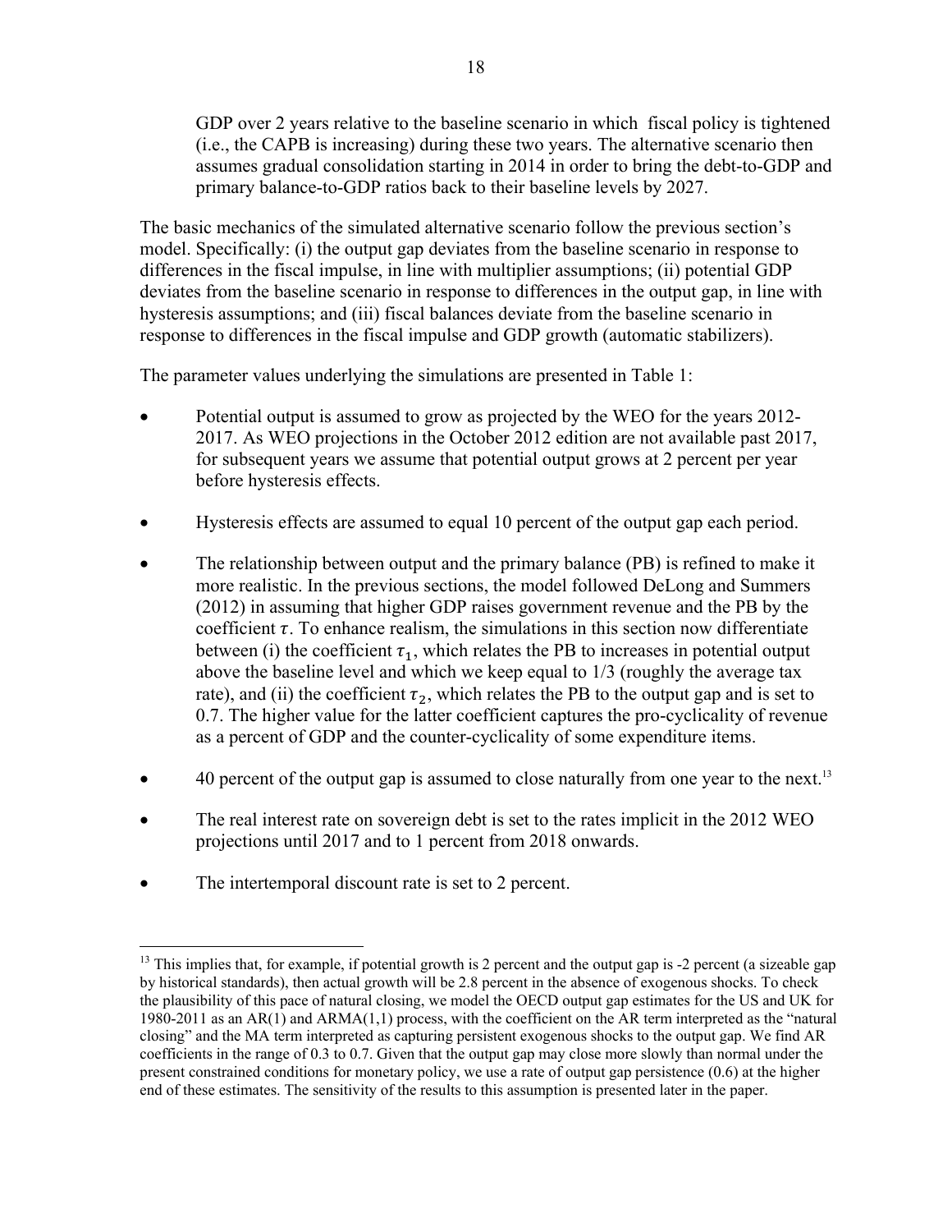GDP over 2 years relative to the baseline scenario in which fiscal policy is tightened (i.e., the CAPB is increasing) during these two years. The alternative scenario then assumes gradual consolidation starting in 2014 in order to bring the debt-to-GDP and primary balance-to-GDP ratios back to their baseline levels by 2027.

The basic mechanics of the simulated alternative scenario follow the previous section's model. Specifically: (i) the output gap deviates from the baseline scenario in response to differences in the fiscal impulse, in line with multiplier assumptions; (ii) potential GDP deviates from the baseline scenario in response to differences in the output gap, in line with hysteresis assumptions; and (iii) fiscal balances deviate from the baseline scenario in response to differences in the fiscal impulse and GDP growth (automatic stabilizers).

The parameter values underlying the simulations are presented in Table 1:

- Potential output is assumed to grow as projected by the WEO for the years 2012-2017. As WEO projections in the October 2012 edition are not available past 2017, for subsequent years we assume that potential output grows at 2 percent per year before hysteresis effects.
- Hysteresis effects are assumed to equal 10 percent of the output gap each period.
- The relationship between output and the primary balance (PB) is refined to make it more realistic. In the previous sections, the model followed DeLong and Summers (2012) in assuming that higher GDP raises government revenue and the PB by the coefficient $\tau$. To enhance realism, the simulations in this section now differentiate between (i) the coefficient $\tau_1$, which relates the PB to increases in potential output above the baseline level and which we keep equal to 1/3 (roughly the average tax rate), and (ii) the coefficient $\tau_2$, which relates the PB to the output gap and is set to 0.7. The higher value for the latter coefficient captures the pro-cyclicality of revenue as a percent of GDP and the counter-cyclicality of some expenditure items.
- 40 percent of the output gap is assumed to close naturally from one year to the next.[13]
- The real interest rate on sovereign debt is set to the rates implicit in the 2012 WEO projections until 2017 and to 1 percent from 2018 onwards.
- The intertemporal discount rate is set to 2 percent.

[13] This implies that, for example, if potential growth is 2 percent and the output gap is -2 percent (a sizeable gap by historical standards), then actual growth will be 2.8 percent in the absence of exogenous shocks. To check the plausibility of this pace of natural closing, we model the OECD output gap estimates for the US and UK for 1980-2011 as an AR(1) and ARMA(1,1) process, with the coefficient on the AR term interpreted as the "natural closing" and the MA term interpreted as capturing persistent exogenous shocks to the output gap. We find AR coefficients in the range of 0.3 to 0.7. Given that the output gap may close more slowly than normal under the present constrained conditions for monetary policy, we use a rate of output gap persistence (0.6) at the higher end of these estimates. The sensitivity of the results to this assumption is presented later in the paper.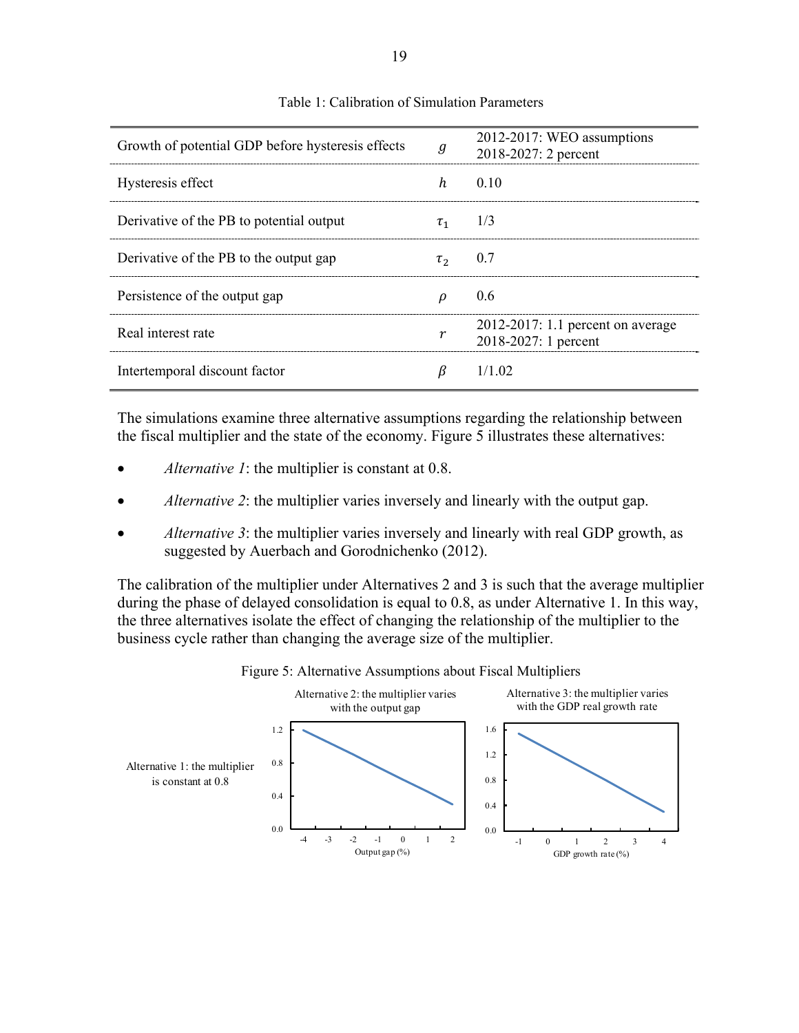Table 1: Calibration of Simulation Parameters

| | | |
|---|---|---|
| Growth of potential GDP before hysteresis effects | $g$ | 2012-2017: WEO assumptions<br>2018-2027: 2 percent |
| Hysteresis effect | $h$ | 0.10 |
| Derivative of the PB to potential output | $\tau_1$ | 1/3 |
| Derivative of the PB to the output gap | $\tau_2$ | 0.7 |
| Persistence of the output gap | $\rho$ | 0.6 |
| Real interest rate | $r$ | 2012-2017: 1.1 percent on average<br>2018-2027: 1 percent |
| Intertemporal discount factor | $\beta$ | 1/1.02 |

The simulations examine three alternative assumptions regarding the relationship between the fiscal multiplier and the state of the economy. Figure 5 illustrates these alternatives:

- *Alternative 1*: the multiplier is constant at 0.8.
- *Alternative 2*: the multiplier varies inversely and linearly with the output gap.
- *Alternative 3*: the multiplier varies inversely and linearly with real GDP growth, as suggested by Auerbach and Gorodnichenko (2012).

The calibration of the multiplier under Alternatives 2 and 3 is such that the average multiplier during the phase of delayed consolidation is equal to 0.8, as under Alternative 1. In this way, the three alternatives isolate the effect of changing the relationship of the multiplier to the business cycle rather than changing the average size of the multiplier.

Figure 5: Alternative Assumptions about Fiscal Multipliers

Alternative 1: the multiplier is constant at 0.8

Alternative 2: the multiplier varies with the output gap

Alternative 3: the multiplier varies with the GDP real growth rate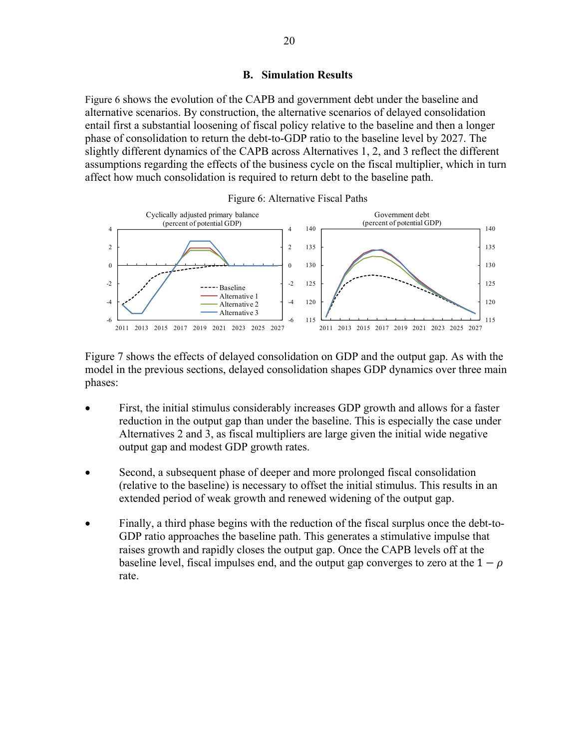### B. Simulation Results

Figure 6 shows the evolution of the CAPB and government debt under the baseline and alternative scenarios. By construction, the alternative scenarios of delayed consolidation entail first a substantial loosening of fiscal policy relative to the baseline and then a longer phase of consolidation to return the debt-to-GDP ratio to the baseline level by 2027. The slightly different dynamics of the CAPB across Alternatives 1, 2, and 3 reflect the different assumptions regarding the effects of the business cycle on the fiscal multiplier, which in turn affect how much consolidation is required to return debt to the baseline path.

Figure 6: Alternative Fiscal Paths

Figure 7 shows the effects of delayed consolidation on GDP and the output gap. As with the model in the previous sections, delayed consolidation shapes GDP dynamics over three main phases:

- First, the initial stimulus considerably increases GDP growth and allows for a faster reduction in the output gap than under the baseline. This is especially the case under Alternatives 2 and 3, as fiscal multipliers are large given the initial wide negative output gap and modest GDP growth rates.

- Second, a subsequent phase of deeper and more prolonged fiscal consolidation (relative to the baseline) is necessary to offset the initial stimulus. This results in an extended period of weak growth and renewed widening of the output gap.

- Finally, a third phase begins with the reduction of the fiscal surplus once the debt-to-GDP ratio approaches the baseline path. This generates a stimulative impulse that raises growth and rapidly closes the output gap. Once the CAPB levels off at the baseline level, fiscal impulses end, and the output gap converges to zero at the $1 - \rho$ rate.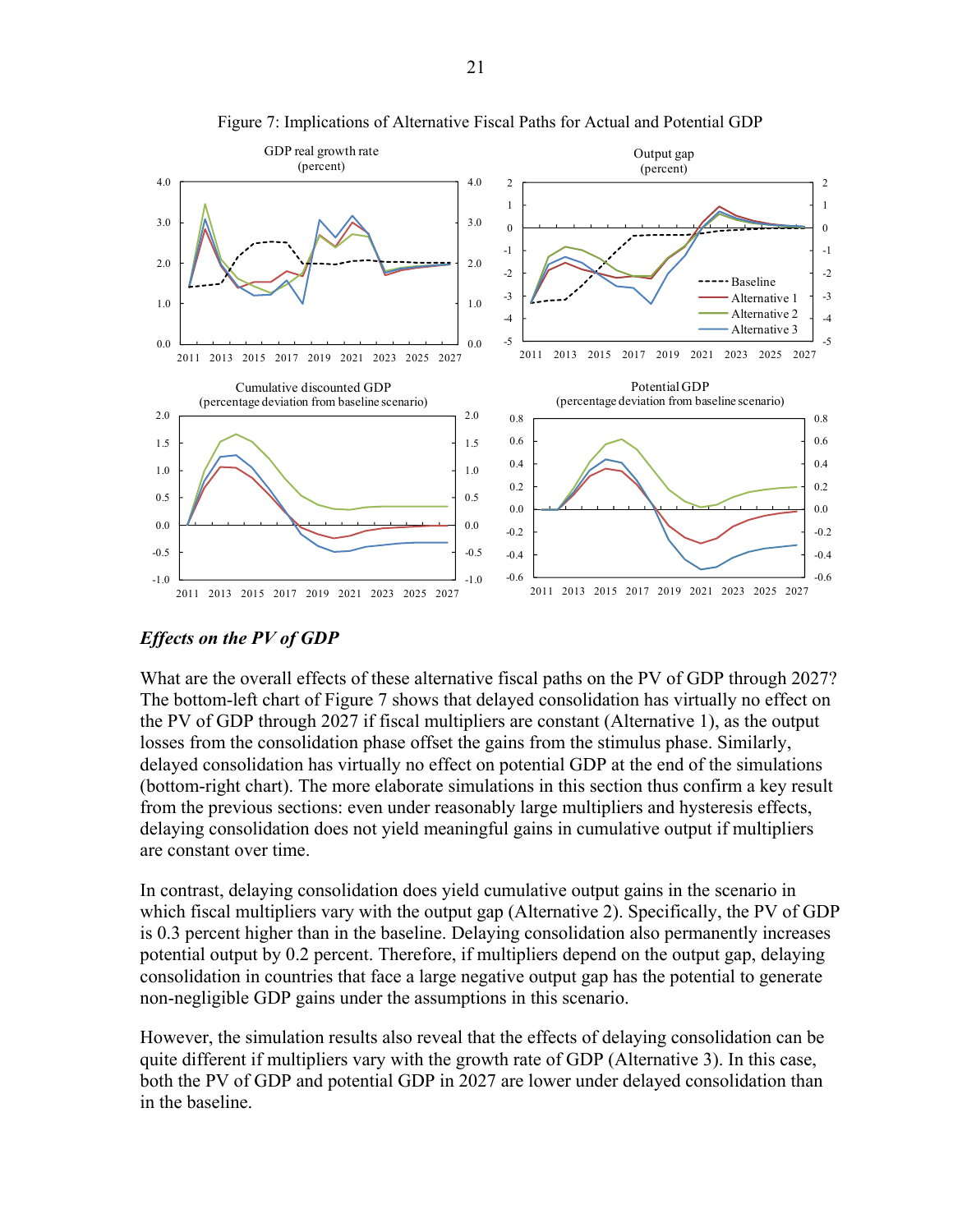Figure 7: Implications of Alternative Fiscal Paths for Actual and Potential GDP

### *Effects on the PV of GDP*

What are the overall effects of these alternative fiscal paths on the PV of GDP through 2027? The bottom-left chart of Figure 7 shows that delayed consolidation has virtually no effect on the PV of GDP through 2027 if fiscal multipliers are constant (Alternative 1), as the output losses from the consolidation phase offset the gains from the stimulus phase. Similarly, delayed consolidation has virtually no effect on potential GDP at the end of the simulations (bottom-right chart). The more elaborate simulations in this section thus confirm a key result from the previous sections: even under reasonably large multipliers and hysteresis effects, delaying consolidation does not yield meaningful gains in cumulative output if multipliers are constant over time.

In contrast, delaying consolidation does yield cumulative output gains in the scenario in which fiscal multipliers vary with the output gap (Alternative 2). Specifically, the PV of GDP is 0.3 percent higher than in the baseline. Delaying consolidation also permanently increases potential output by 0.2 percent. Therefore, if multipliers depend on the output gap, delaying consolidation in countries that face a large negative output gap has the potential to generate non-negligible GDP gains under the assumptions in this scenario.

However, the simulation results also reveal that the effects of delaying consolidation can be quite different if multipliers vary with the growth rate of GDP (Alternative 3). In this case, both the PV of GDP and potential GDP in 2027 are lower under delayed consolidation than in the baseline.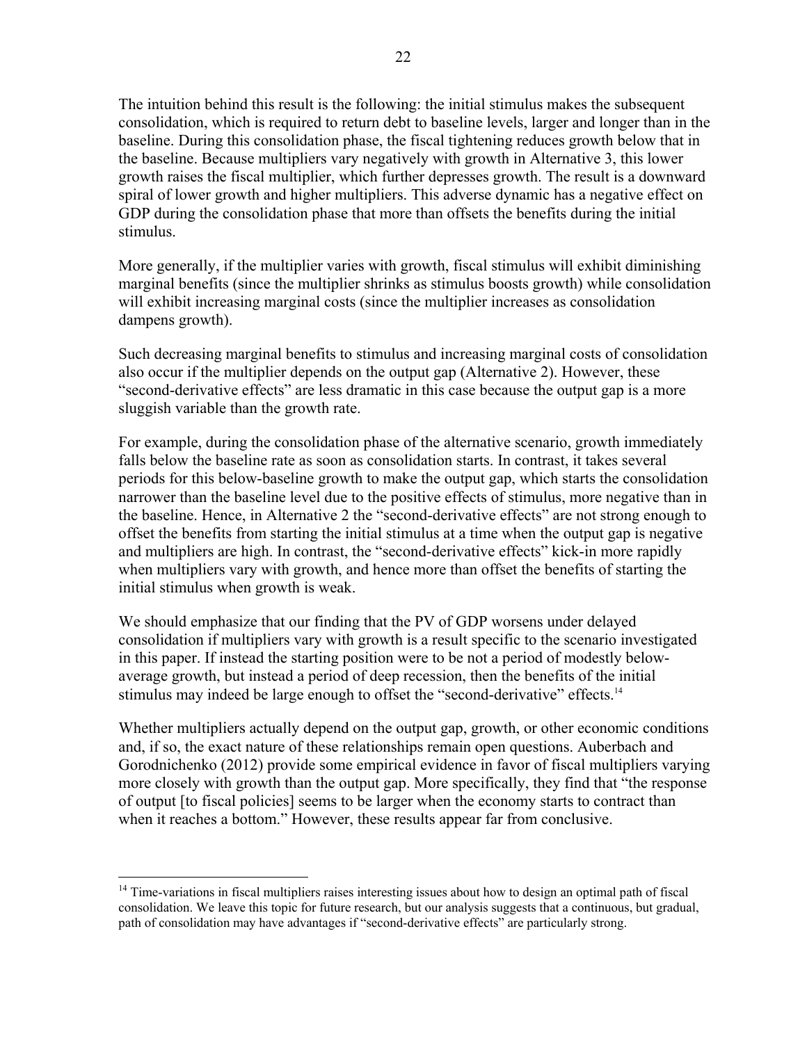The intuition behind this result is the following: the initial stimulus makes the subsequent consolidation, which is required to return debt to baseline levels, larger and longer than in the baseline. During this consolidation phase, the fiscal tightening reduces growth below that in the baseline. Because multipliers vary negatively with growth in Alternative 3, this lower growth raises the fiscal multiplier, which further depresses growth. The result is a downward spiral of lower growth and higher multipliers. This adverse dynamic has a negative effect on GDP during the consolidation phase that more than offsets the benefits during the initial stimulus.

More generally, if the multiplier varies with growth, fiscal stimulus will exhibit diminishing marginal benefits (since the multiplier shrinks as stimulus boosts growth) while consolidation will exhibit increasing marginal costs (since the multiplier increases as consolidation dampens growth).

Such decreasing marginal benefits to stimulus and increasing marginal costs of consolidation also occur if the multiplier depends on the output gap (Alternative 2). However, these "second-derivative effects" are less dramatic in this case because the output gap is a more sluggish variable than the growth rate.

For example, during the consolidation phase of the alternative scenario, growth immediately falls below the baseline rate as soon as consolidation starts. In contrast, it takes several periods for this below-baseline growth to make the output gap, which starts the consolidation narrower than the baseline level due to the positive effects of stimulus, more negative than in the baseline. Hence, in Alternative 2 the "second-derivative effects" are not strong enough to offset the benefits from starting the initial stimulus at a time when the output gap is negative and multipliers are high. In contrast, the "second-derivative effects" kick-in more rapidly when multipliers vary with growth, and hence more than offset the benefits of starting the initial stimulus when growth is weak.

We should emphasize that our finding that the PV of GDP worsens under delayed consolidation if multipliers vary with growth is a result specific to the scenario investigated in this paper. If instead the starting position were to be not a period of modestly below-average growth, but instead a period of deep recession, then the benefits of the initial stimulus may indeed be large enough to offset the "second-derivative" effects.[14]

Whether multipliers actually depend on the output gap, growth, or other economic conditions and, if so, the exact nature of these relationships remain open questions. Auberbach and Gorodnichenko (2012) provide some empirical evidence in favor of fiscal multipliers varying more closely with growth than the output gap. More specifically, they find that "the response of output [to fiscal policies] seems to be larger when the economy starts to contract than when it reaches a bottom." However, these results appear far from conclusive.

---

[14] Time-variations in fiscal multipliers raises interesting issues about how to design an optimal path of fiscal consolidation. We leave this topic for future research, but our analysis suggests that a continuous, but gradual, path of consolidation may have advantages if "second-derivative effects" are particularly strong.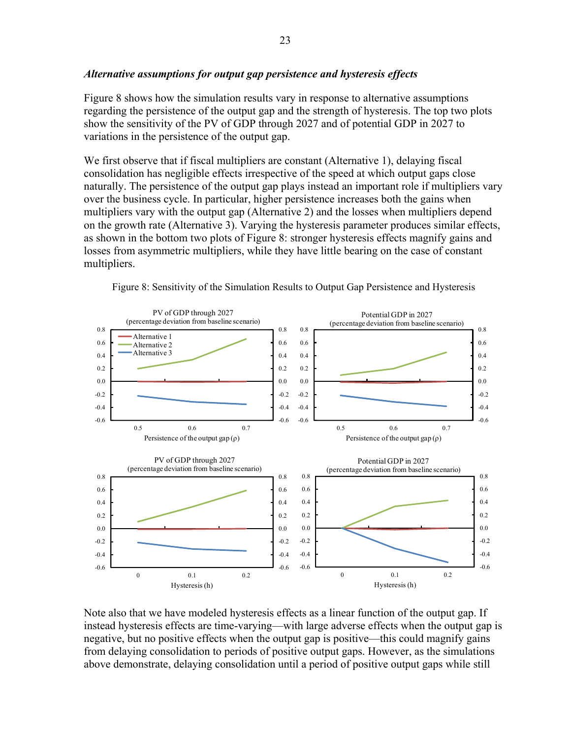### *Alternative assumptions for output gap persistence and hysteresis effects*

Figure 8 shows how the simulation results vary in response to alternative assumptions regarding the persistence of the output gap and the strength of hysteresis. The top two plots show the sensitivity of the PV of GDP through 2027 and of potential GDP in 2027 to variations in the persistence of the output gap.

We first observe that if fiscal multipliers are constant (Alternative 1), delaying fiscal consolidation has negligible effects irrespective of the speed at which output gaps close naturally. The persistence of the output gap plays instead an important role if multipliers vary over the business cycle. In particular, higher persistence increases both the gains when multipliers vary with the output gap (Alternative 2) and the losses when multipliers depend on the growth rate (Alternative 3). Varying the hysteresis parameter produces similar effects, as shown in the bottom two plots of Figure 8: stronger hysteresis effects magnify gains and losses from asymmetric multipliers, while they have little bearing on the case of constant multipliers.

Figure 8: Sensitivity of the Simulation Results to Output Gap Persistence and Hysteresis

Note also that we have modeled hysteresis effects as a linear function of the output gap. If instead hysteresis effects are time-varying—with large adverse effects when the output gap is negative, but no positive effects when the output gap is positive—this could magnify gains from delaying consolidation to periods of positive output gaps. However, as the simulations above demonstrate, delaying consolidation until a period of positive output gaps while still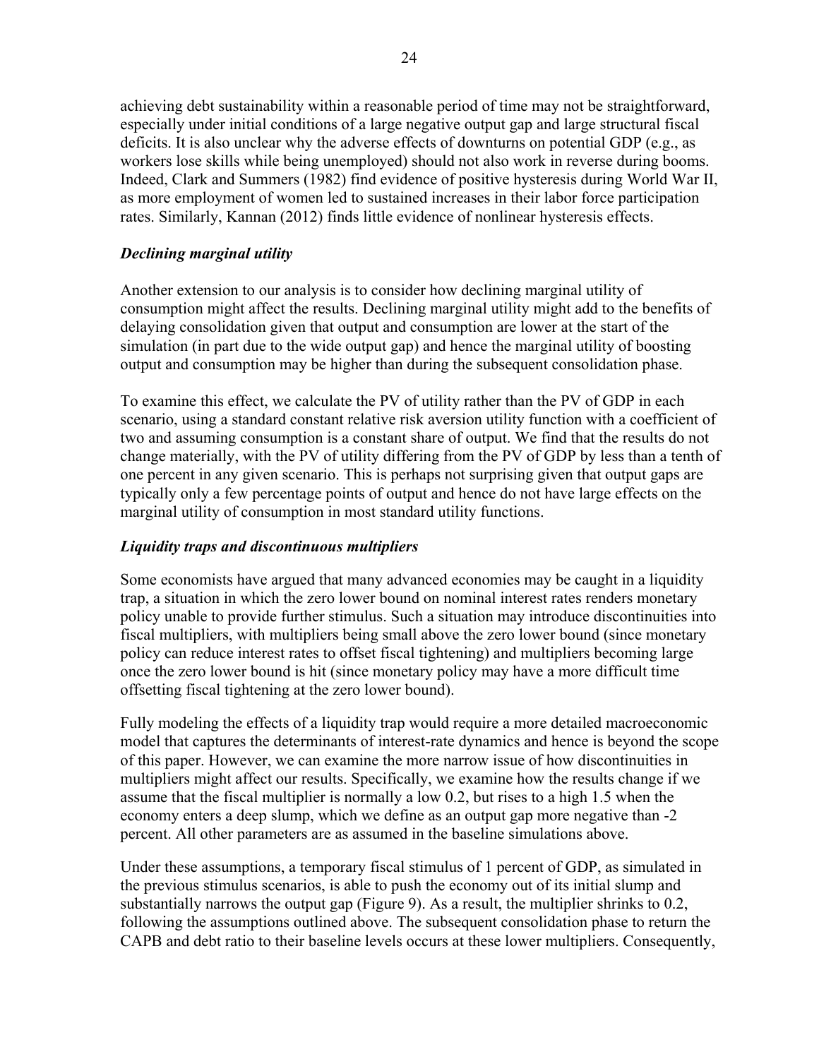achieving debt sustainability within a reasonable period of time may not be straightforward, especially under initial conditions of a large negative output gap and large structural fiscal deficits. It is also unclear why the adverse effects of downturns on potential GDP (e.g., as workers lose skills while being unemployed) should not also work in reverse during booms. Indeed, Clark and Summers (1982) find evidence of positive hysteresis during World War II, as more employment of women led to sustained increases in their labor force participation rates. Similarly, Kannan (2012) finds little evidence of nonlinear hysteresis effects.

### *Declining marginal utility*

Another extension to our analysis is to consider how declining marginal utility of consumption might affect the results. Declining marginal utility might add to the benefits of delaying consolidation given that output and consumption are lower at the start of the simulation (in part due to the wide output gap) and hence the marginal utility of boosting output and consumption may be higher than during the subsequent consolidation phase.

To examine this effect, we calculate the PV of utility rather than the PV of GDP in each scenario, using a standard constant relative risk aversion utility function with a coefficient of two and assuming consumption is a constant share of output. We find that the results do not change materially, with the PV of utility differing from the PV of GDP by less than a tenth of one percent in any given scenario. This is perhaps not surprising given that output gaps are typically only a few percentage points of output and hence do not have large effects on the marginal utility of consumption in most standard utility functions.

### *Liquidity traps and discontinuous multipliers*

Some economists have argued that many advanced economies may be caught in a liquidity trap, a situation in which the zero lower bound on nominal interest rates renders monetary policy unable to provide further stimulus. Such a situation may introduce discontinuities into fiscal multipliers, with multipliers being small above the zero lower bound (since monetary policy can reduce interest rates to offset fiscal tightening) and multipliers becoming large once the zero lower bound is hit (since monetary policy may have a more difficult time offsetting fiscal tightening at the zero lower bound).

Fully modeling the effects of a liquidity trap would require a more detailed macroeconomic model that captures the determinants of interest-rate dynamics and hence is beyond the scope of this paper. However, we can examine the more narrow issue of how discontinuities in multipliers might affect our results. Specifically, we examine how the results change if we assume that the fiscal multiplier is normally a low 0.2, but rises to a high 1.5 when the economy enters a deep slump, which we define as an output gap more negative than -2 percent. All other parameters are as assumed in the baseline simulations above.

Under these assumptions, a temporary fiscal stimulus of 1 percent of GDP, as simulated in the previous stimulus scenarios, is able to push the economy out of its initial slump and substantially narrows the output gap (Figure 9). As a result, the multiplier shrinks to 0.2, following the assumptions outlined above. The subsequent consolidation phase to return the CAPB and debt ratio to their baseline levels occurs at these lower multipliers. Consequently,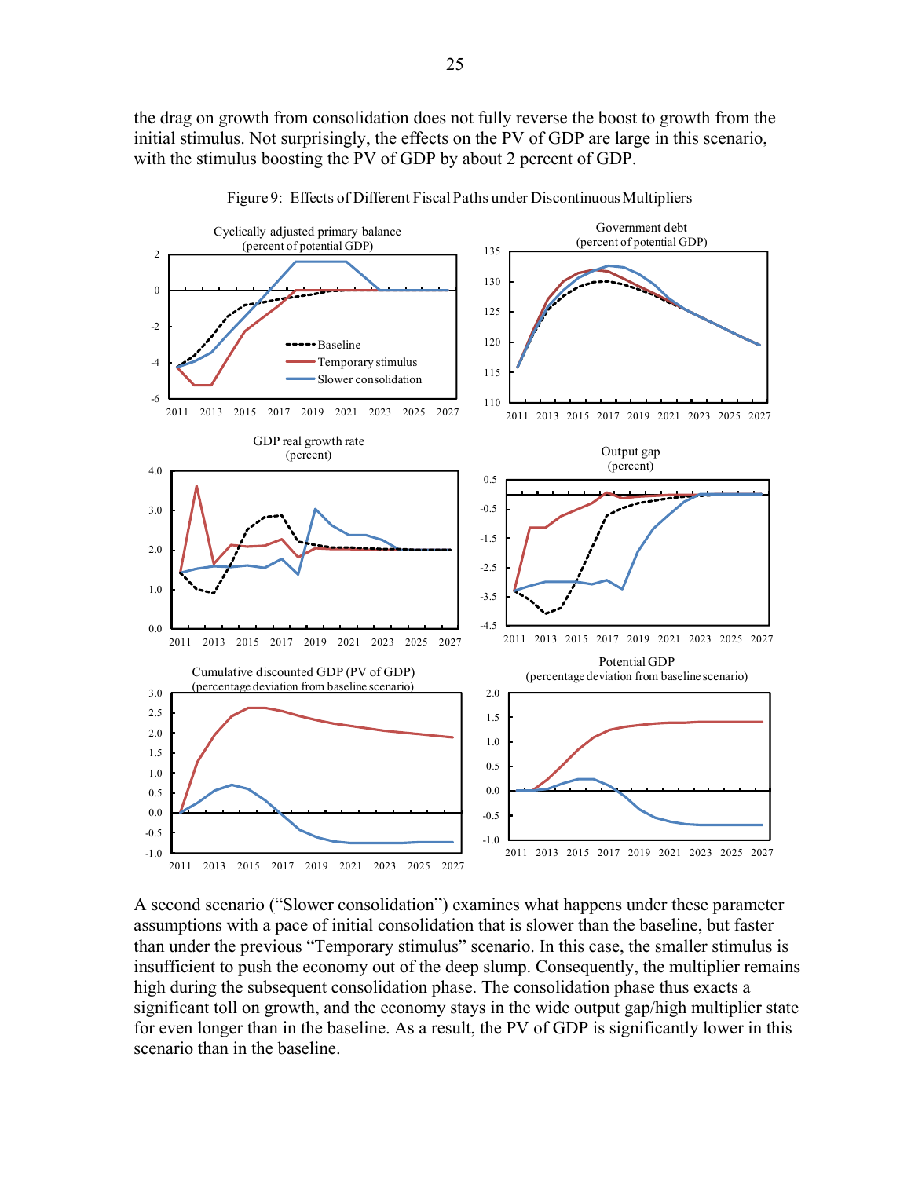the drag on growth from consolidation does not fully reverse the boost to growth from the initial stimulus. Not surprisingly, the effects on the PV of GDP are large in this scenario, with the stimulus boosting the PV of GDP by about 2 percent of GDP.

Figure 9: Effects of Different Fiscal Paths under Discontinuous Multipliers

A second scenario ("Slower consolidation") examines what happens under these parameter assumptions with a pace of initial consolidation that is slower than the baseline, but faster than under the previous "Temporary stimulus" scenario. In this case, the smaller stimulus is insufficient to push the economy out of the deep slump. Consequently, the multiplier remains high during the subsequent consolidation phase. The consolidation phase thus exacts a significant toll on growth, and the economy stays in the wide output gap/high multiplier state for even longer than in the baseline. As a result, the PV of GDP is significantly lower in this scenario than in the baseline.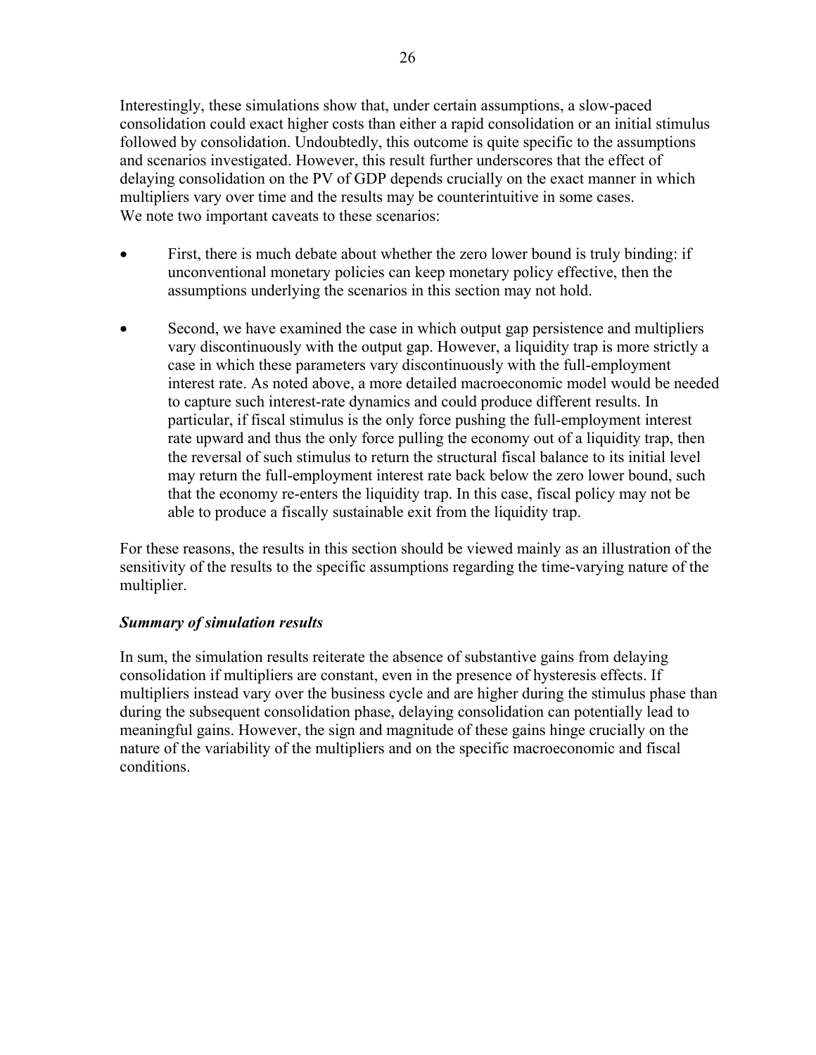Interestingly, these simulations show that, under certain assumptions, a slow-paced consolidation could exact higher costs than either a rapid consolidation or an initial stimulus followed by consolidation. Undoubtedly, this outcome is quite specific to the assumptions and scenarios investigated. However, this result further underscores that the effect of delaying consolidation on the PV of GDP depends crucially on the exact manner in which multipliers vary over time and the results may be counterintuitive in some cases. We note two important caveats to these scenarios:

- First, there is much debate about whether the zero lower bound is truly binding: if unconventional monetary policies can keep monetary policy effective, then the assumptions underlying the scenarios in this section may not hold.

- Second, we have examined the case in which output gap persistence and multipliers vary discontinuously with the output gap. However, a liquidity trap is more strictly a case in which these parameters vary discontinuously with the full-employment interest rate. As noted above, a more detailed macroeconomic model would be needed to capture such interest-rate dynamics and could produce different results. In particular, if fiscal stimulus is the only force pushing the full-employment interest rate upward and thus the only force pulling the economy out of a liquidity trap, then the reversal of such stimulus to return the structural fiscal balance to its initial level may return the full-employment interest rate back below the zero lower bound, such that the economy re-enters the liquidity trap. In this case, fiscal policy may not be able to produce a fiscally sustainable exit from the liquidity trap.

For these reasons, the results in this section should be viewed mainly as an illustration of the sensitivity of the results to the specific assumptions regarding the time-varying nature of the multiplier.

***Summary of simulation results***

In sum, the simulation results reiterate the absence of substantive gains from delaying consolidation if multipliers are constant, even in the presence of hysteresis effects. If multipliers instead vary over the business cycle and are higher during the stimulus phase than during the subsequent consolidation phase, delaying consolidation can potentially lead to meaningful gains. However, the sign and magnitude of these gains hinge crucially on the nature of the variability of the multipliers and on the specific macroeconomic and fiscal conditions.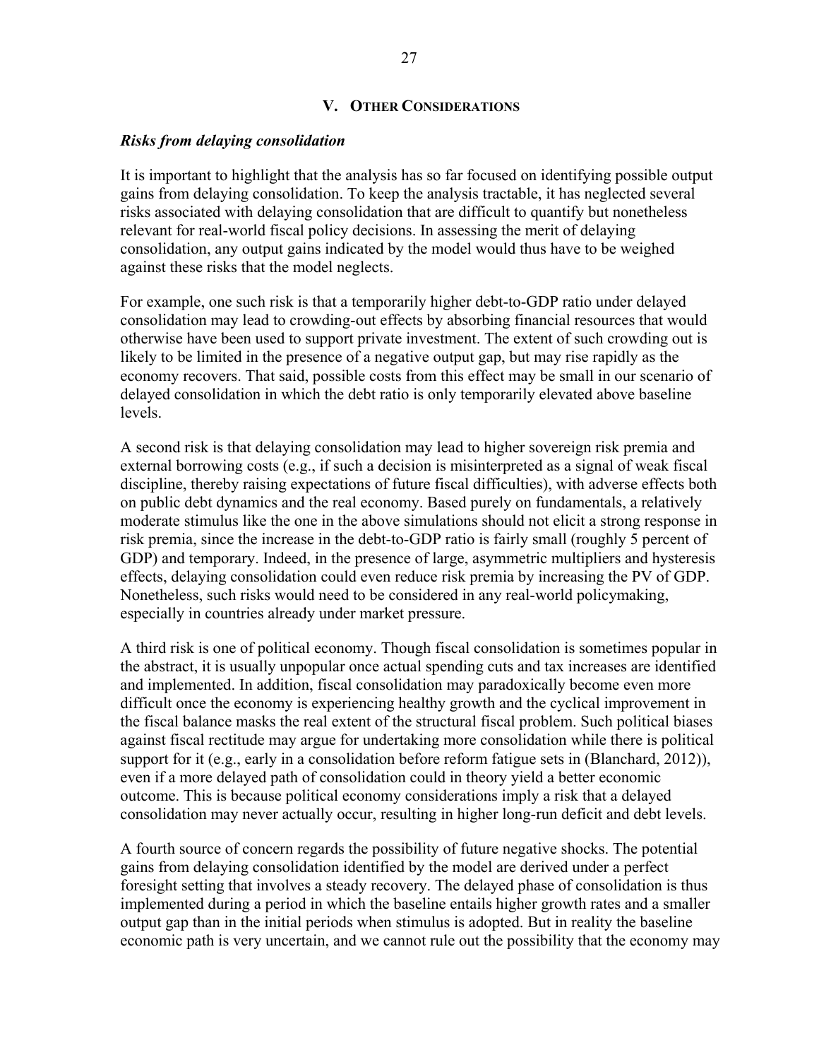## V. Other Considerations

### *Risks from delaying consolidation*

It is important to highlight that the analysis has so far focused on identifying possible output gains from delaying consolidation. To keep the analysis tractable, it has neglected several risks associated with delaying consolidation that are difficult to quantify but nonetheless relevant for real-world fiscal policy decisions. In assessing the merit of delaying consolidation, any output gains indicated by the model would thus have to be weighed against these risks that the model neglects.

For example, one such risk is that a temporarily higher debt-to-GDP ratio under delayed consolidation may lead to crowding-out effects by absorbing financial resources that would otherwise have been used to support private investment. The extent of such crowding out is likely to be limited in the presence of a negative output gap, but may rise rapidly as the economy recovers. That said, possible costs from this effect may be small in our scenario of delayed consolidation in which the debt ratio is only temporarily elevated above baseline levels.

A second risk is that delaying consolidation may lead to higher sovereign risk premia and external borrowing costs (e.g., if such a decision is misinterpreted as a signal of weak fiscal discipline, thereby raising expectations of future fiscal difficulties), with adverse effects both on public debt dynamics and the real economy. Based purely on fundamentals, a relatively moderate stimulus like the one in the above simulations should not elicit a strong response in risk premia, since the increase in the debt-to-GDP ratio is fairly small (roughly 5 percent of GDP) and temporary. Indeed, in the presence of large, asymmetric multipliers and hysteresis effects, delaying consolidation could even reduce risk premia by increasing the PV of GDP. Nonetheless, such risks would need to be considered in any real-world policymaking, especially in countries already under market pressure.

A third risk is one of political economy. Though fiscal consolidation is sometimes popular in the abstract, it is usually unpopular once actual spending cuts and tax increases are identified and implemented. In addition, fiscal consolidation may paradoxically become even more difficult once the economy is experiencing healthy growth and the cyclical improvement in the fiscal balance masks the real extent of the structural fiscal problem. Such political biases against fiscal rectitude may argue for undertaking more consolidation while there is political support for it (e.g., early in a consolidation before reform fatigue sets in (Blanchard, 2012)), even if a more delayed path of consolidation could in theory yield a better economic outcome. This is because political economy considerations imply a risk that a delayed consolidation may never actually occur, resulting in higher long-run deficit and debt levels.

A fourth source of concern regards the possibility of future negative shocks. The potential gains from delaying consolidation identified by the model are derived under a perfect foresight setting that involves a steady recovery. The delayed phase of consolidation is thus implemented during a period in which the baseline entails higher growth rates and a smaller output gap than in the initial periods when stimulus is adopted. But in reality the baseline economic path is very uncertain, and we cannot rule out the possibility that the economy may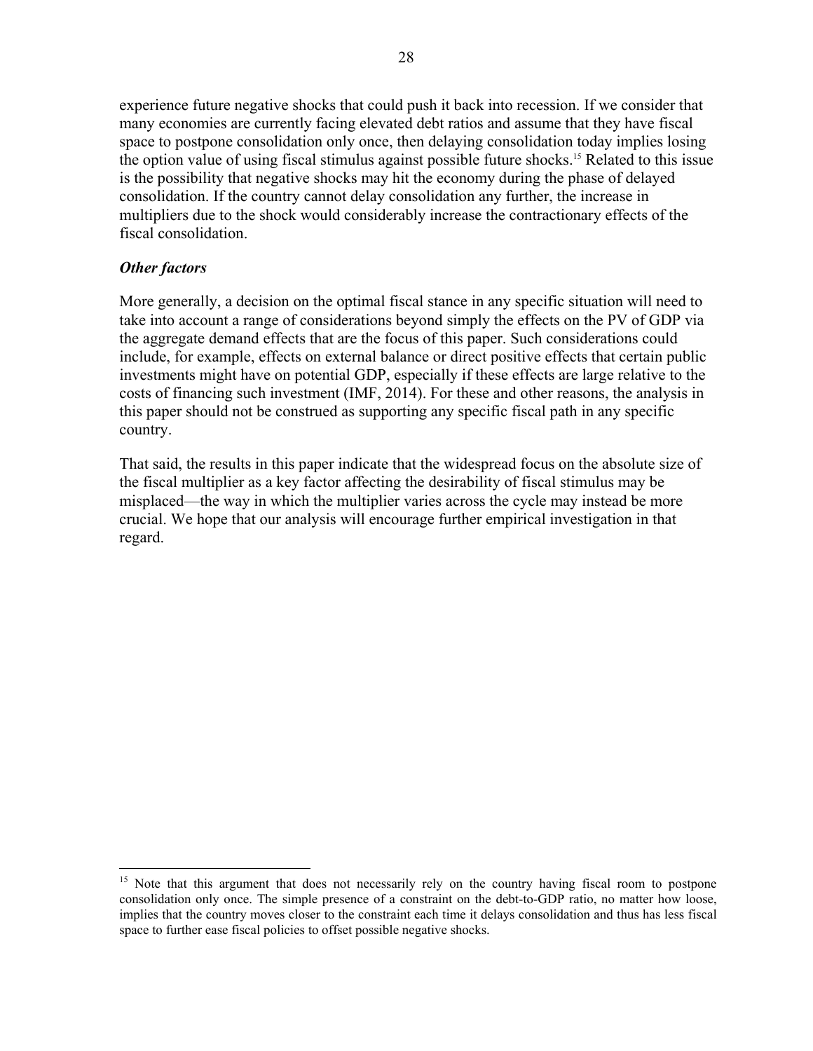experience future negative shocks that could push it back into recession. If we consider that many economies are currently facing elevated debt ratios and assume that they have fiscal space to postpone consolidation only once, then delaying consolidation today implies losing the option value of using fiscal stimulus against possible future shocks.[15] Related to this issue is the possibility that negative shocks may hit the economy during the phase of delayed consolidation. If the country cannot delay consolidation any further, the increase in multipliers due to the shock would considerably increase the contractionary effects of the fiscal consolidation.

***Other factors***

More generally, a decision on the optimal fiscal stance in any specific situation will need to take into account a range of considerations beyond simply the effects on the PV of GDP via the aggregate demand effects that are the focus of this paper. Such considerations could include, for example, effects on external balance or direct positive effects that certain public investments might have on potential GDP, especially if these effects are large relative to the costs of financing such investment (IMF, 2014). For these and other reasons, the analysis in this paper should not be construed as supporting any specific fiscal path in any specific country.

That said, the results in this paper indicate that the widespread focus on the absolute size of the fiscal multiplier as a key factor affecting the desirability of fiscal stimulus may be misplaced—the way in which the multiplier varies across the cycle may instead be more crucial. We hope that our analysis will encourage further empirical investigation in that regard.

---

[15] Note that this argument that does not necessarily rely on the country having fiscal room to postpone consolidation only once. The simple presence of a constraint on the debt-to-GDP ratio, no matter how loose, implies that the country moves closer to the constraint each time it delays consolidation and thus has less fiscal space to further ease fiscal policies to offset possible negative shocks.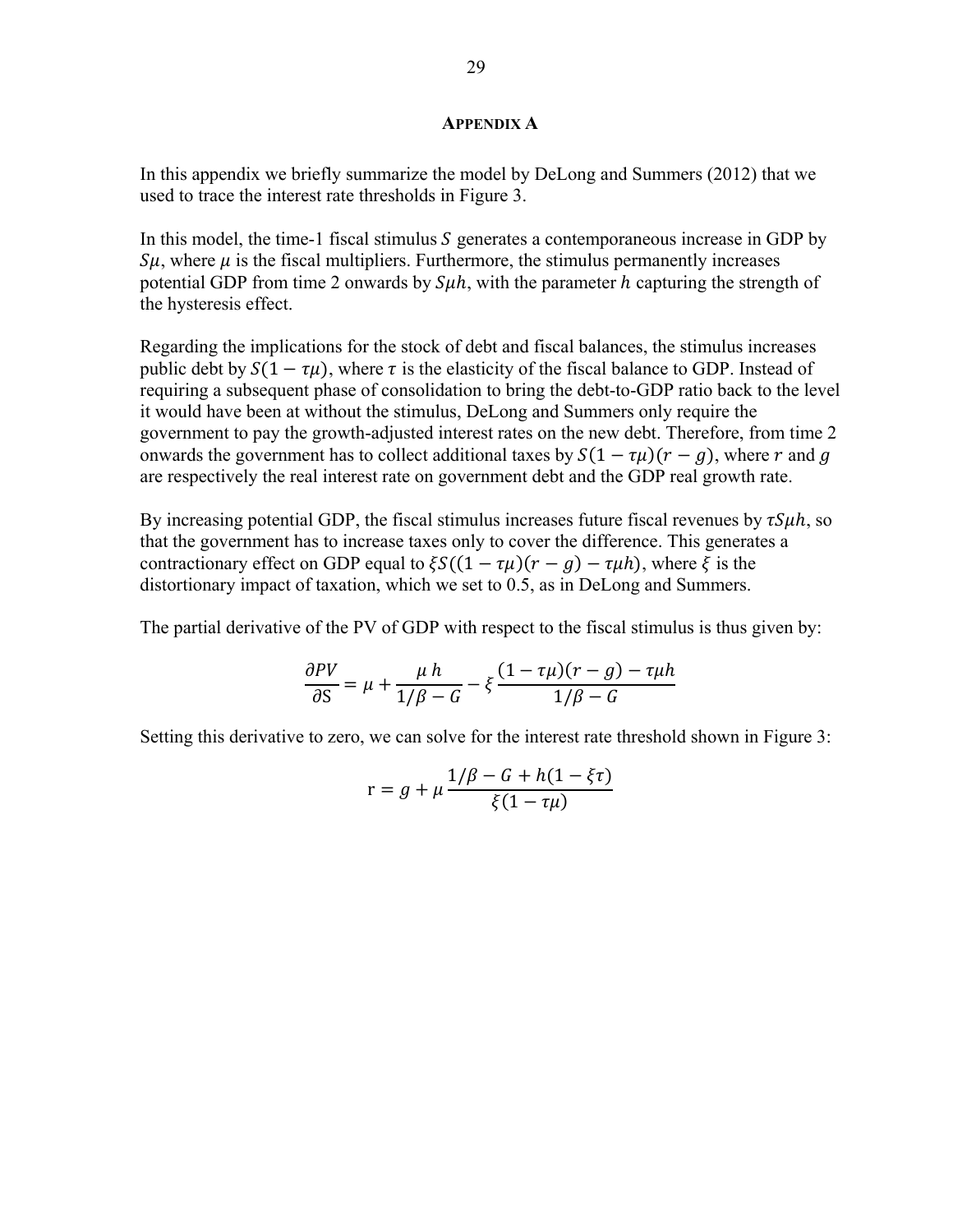## APPENDIX A

In this appendix we briefly summarize the model by DeLong and Summers (2012) that we used to trace the interest rate thresholds in Figure 3.

In this model, the time-1 fiscal stimulus $S$ generates a contemporaneous increase in GDP by $S\mu$, where $\mu$ is the fiscal multipliers. Furthermore, the stimulus permanently increases potential GDP from time 2 onwards by $S\mu h$, with the parameter $h$ capturing the strength of the hysteresis effect.

Regarding the implications for the stock of debt and fiscal balances, the stimulus increases public debt by $S(1-\tau\mu)$, where $\tau$ is the elasticity of the fiscal balance to GDP. Instead of requiring a subsequent phase of consolidation to bring the debt-to-GDP ratio back to the level it would have been at without the stimulus, DeLong and Summers only require the government to pay the growth-adjusted interest rates on the new debt. Therefore, from time 2 onwards the government has to collect additional taxes by $S(1-\tau\mu)(r-g)$, where $r$ and $g$ are respectively the real interest rate on government debt and the GDP real growth rate.

By increasing potential GDP, the fiscal stimulus increases future fiscal revenues by $\tau S\mu h$, so that the government has to increase taxes only to cover the difference. This generates a contractionary effect on GDP equal to $\xi S((1-\tau\mu)(r-g)-\tau\mu h)$, where $\xi$ is the distortionary impact of taxation, which we set to 0.5, as in DeLong and Summers.

The partial derivative of the PV of GDP with respect to the fiscal stimulus is thus given by:

$$\frac{\partial PV}{\partial S} = \mu + \frac{\mu\, h}{1/\beta - G} - \xi\frac{(1-\tau\mu)(r-g)-\tau\mu h}{1/\beta - G}$$

Setting this derivative to zero, we can solve for the interest rate threshold shown in Figure 3:

$$\mathrm{r} = g + \mu\frac{1/\beta - G + h(1-\xi\tau)}{\xi(1-\tau\mu)}$$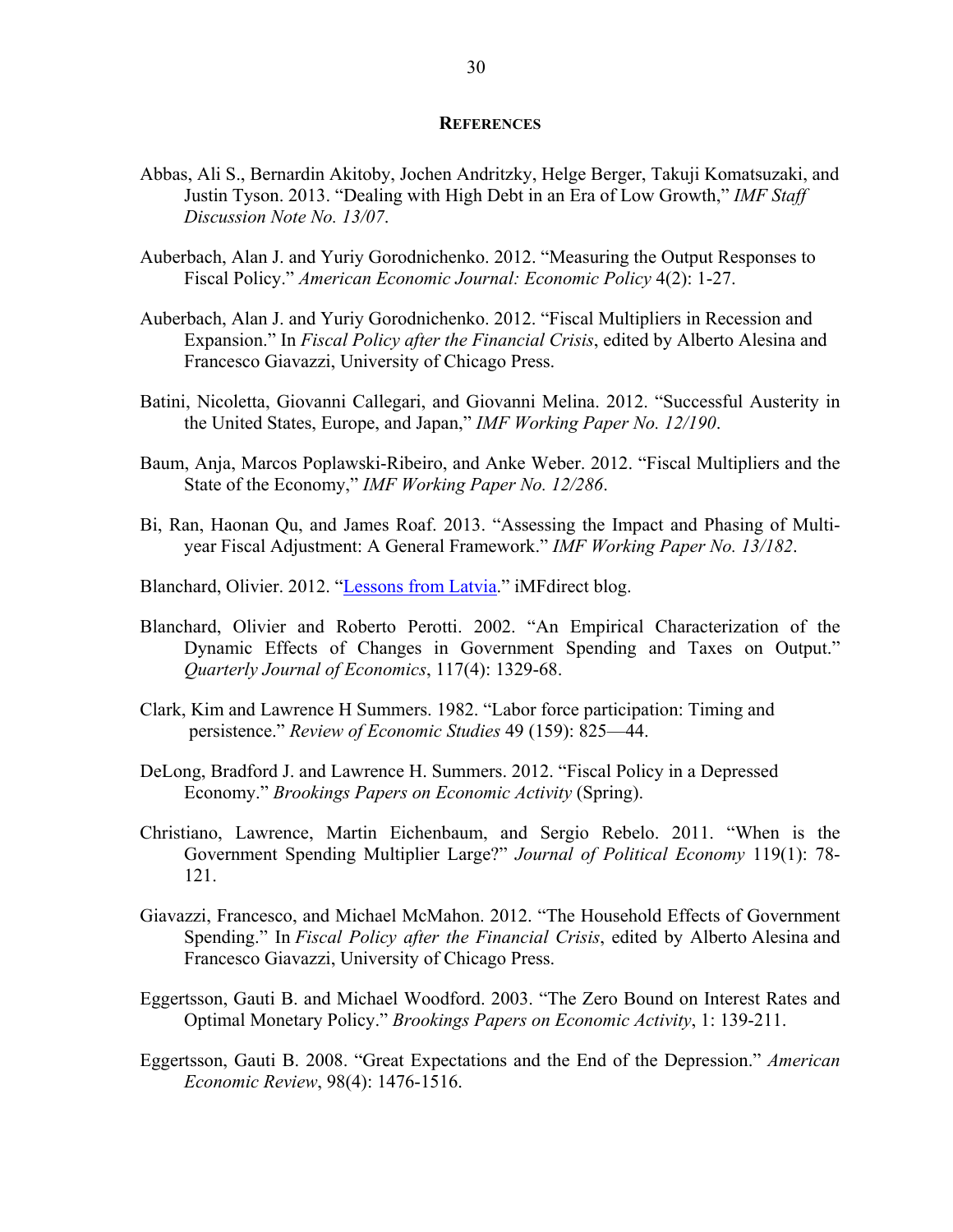## References

Abbas, Ali S., Bernardin Akitoby, Jochen Andritzky, Helge Berger, Takuji Komatsuzaki, and Justin Tyson. 2013. "Dealing with High Debt in an Era of Low Growth," *IMF Staff Discussion Note No. 13/07*.

Auberbach, Alan J. and Yuriy Gorodnichenko. 2012. "Measuring the Output Responses to Fiscal Policy." *American Economic Journal: Economic Policy* 4(2): 1-27.

Auberbach, Alan J. and Yuriy Gorodnichenko. 2012. "Fiscal Multipliers in Recession and Expansion." In *Fiscal Policy after the Financial Crisis*, edited by Alberto Alesina and Francesco Giavazzi, University of Chicago Press.

Batini, Nicoletta, Giovanni Callegari, and Giovanni Melina. 2012. "Successful Austerity in the United States, Europe, and Japan," *IMF Working Paper No. 12/190*.

Baum, Anja, Marcos Poplawski-Ribeiro, and Anke Weber. 2012. "Fiscal Multipliers and the State of the Economy," *IMF Working Paper No. 12/286*.

Bi, Ran, Haonan Qu, and James Roaf. 2013. "Assessing the Impact and Phasing of Multi-year Fiscal Adjustment: A General Framework." *IMF Working Paper No. 13/182*.

Blanchard, Olivier. 2012. "Lessons from Latvia." iMFdirect blog.

Blanchard, Olivier and Roberto Perotti. 2002. "An Empirical Characterization of the Dynamic Effects of Changes in Government Spending and Taxes on Output." *Quarterly Journal of Economics*, 117(4): 1329-68.

Clark, Kim and Lawrence H Summers. 1982. "Labor force participation: Timing and persistence." *Review of Economic Studies* 49 (159): 825—44.

DeLong, Bradford J. and Lawrence H. Summers. 2012. "Fiscal Policy in a Depressed Economy." *Brookings Papers on Economic Activity* (Spring).

Christiano, Lawrence, Martin Eichenbaum, and Sergio Rebelo. 2011. "When is the Government Spending Multiplier Large?" *Journal of Political Economy* 119(1): 78-121.

Giavazzi, Francesco, and Michael McMahon. 2012. "The Household Effects of Government Spending." In *Fiscal Policy after the Financial Crisis*, edited by Alberto Alesina and Francesco Giavazzi, University of Chicago Press.

Eggertsson, Gauti B. and Michael Woodford. 2003. "The Zero Bound on Interest Rates and Optimal Monetary Policy." *Brookings Papers on Economic Activity*, 1: 139-211.

Eggertsson, Gauti B. 2008. "Great Expectations and the End of the Depression." *American Economic Review*, 98(4): 1476-1516.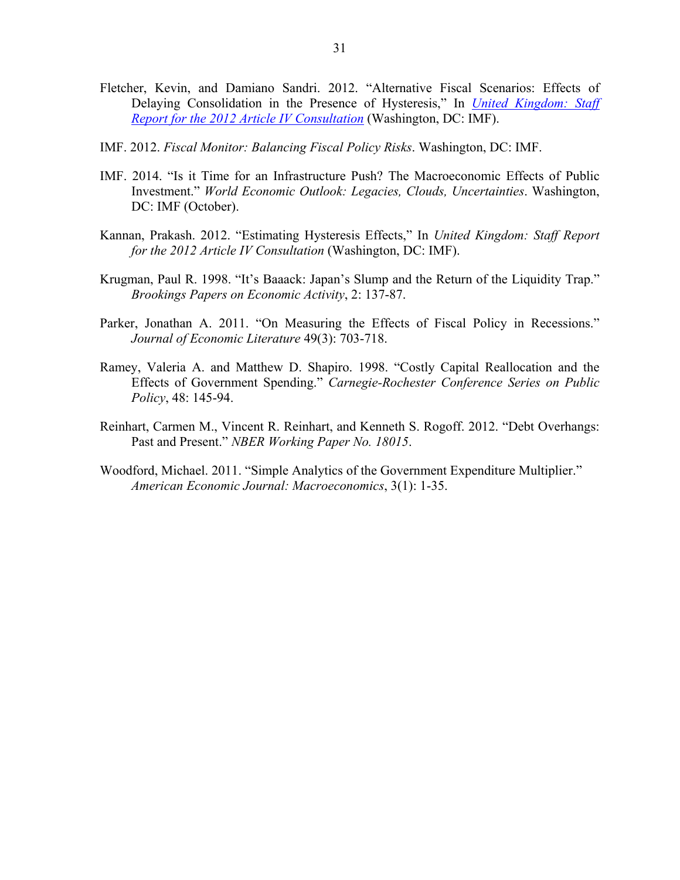Fletcher, Kevin, and Damiano Sandri. 2012. "Alternative Fiscal Scenarios: Effects of Delaying Consolidation in the Presence of Hysteresis," In *United Kingdom: Staff Report for the 2012 Article IV Consultation* (Washington, DC: IMF).

IMF. 2012. *Fiscal Monitor: Balancing Fiscal Policy Risks*. Washington, DC: IMF.

IMF. 2014. "Is it Time for an Infrastructure Push? The Macroeconomic Effects of Public Investment." *World Economic Outlook: Legacies, Clouds, Uncertainties*. Washington, DC: IMF (October).

Kannan, Prakash. 2012. "Estimating Hysteresis Effects," In *United Kingdom: Staff Report for the 2012 Article IV Consultation* (Washington, DC: IMF).

Krugman, Paul R. 1998. "It's Baaack: Japan's Slump and the Return of the Liquidity Trap." *Brookings Papers on Economic Activity*, 2: 137-87.

Parker, Jonathan A. 2011. "On Measuring the Effects of Fiscal Policy in Recessions." *Journal of Economic Literature* 49(3): 703-718.

Ramey, Valeria A. and Matthew D. Shapiro. 1998. "Costly Capital Reallocation and the Effects of Government Spending." *Carnegie-Rochester Conference Series on Public Policy*, 48: 145-94.

Reinhart, Carmen M., Vincent R. Reinhart, and Kenneth S. Rogoff. 2012. "Debt Overhangs: Past and Present." *NBER Working Paper No. 18015*.

Woodford, Michael. 2011. "Simple Analytics of the Government Expenditure Multiplier." *American Economic Journal: Macroeconomics*, 3(1): 1-35.